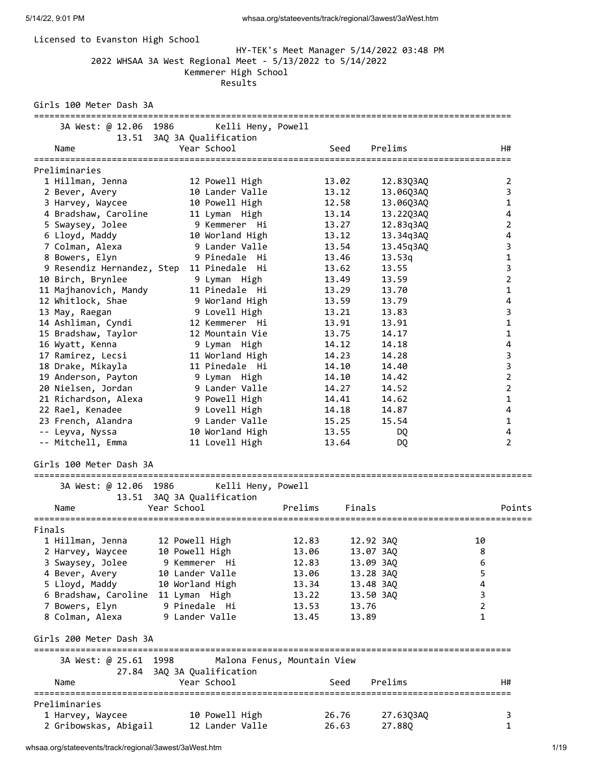Licensed to Evanston High School

HY-TEK's Meet Manager 5/14/2022 03:48 PM

2022 WHSAA 3A West Regional Meet - 5/13/2022 to 5/14/2022

Kemmerer High School

Results

## Girls 100 Meter Dash 3A

3A West: @ 12.06 1986 Kelli Heny, Powell
13.51 3AQ 3A Qualification

**Preliminaries**

| | Name | Year | School | Seed | Prelims | H# |
|---|---|---|---|---|---|---|
| 1 | Hillman, Jenna | 12 | Powell High | 13.02 | 12.83Q3AQ | 2 |
| 2 | Bever, Avery | 10 | Lander Valle | 13.12 | 13.06Q3AQ | 3 |
| 3 | Harvey, Waycee | 10 | Powell High | 12.58 | 13.06Q3AQ | 1 |
| 4 | Bradshaw, Caroline | 11 | Lyman High | 13.14 | 13.22Q3AQ | 4 |
| 5 | Swaysey, Jolee | 9 | Kemmerer Hi | 13.27 | 12.83q3AQ | 2 |
| 6 | Lloyd, Maddy | 10 | Worland High | 13.12 | 13.34q3AQ | 4 |
| 7 | Colman, Alexa | 9 | Lander Valle | 13.54 | 13.45q3AQ | 3 |
| 8 | Bowers, Elyn | 9 | Pinedale Hi | 13.46 | 13.53q | 1 |
| 9 | Resendiz Hernandez, Step | 11 | Pinedale Hi | 13.62 | 13.55 | 3 |
| 10 | Birch, Brynlee | 9 | Lyman High | 13.49 | 13.59 | 2 |
| 11 | Majhanovich, Mandy | 11 | Pinedale Hi | 13.29 | 13.70 | 1 |
| 12 | Whitlock, Shae | 9 | Worland High | 13.59 | 13.79 | 4 |
| 13 | May, Raegan | 9 | Lovell High | 13.21 | 13.83 | 3 |
| 14 | Ashliman, Cyndi | 12 | Kemmerer Hi | 13.91 | 13.91 | 1 |
| 15 | Bradshaw, Taylor | 12 | Mountain Vie | 13.75 | 14.17 | 1 |
| 16 | Wyatt, Kenna | 9 | Lyman High | 14.12 | 14.18 | 4 |
| 17 | Ramirez, Lecsi | 11 | Worland High | 14.23 | 14.28 | 3 |
| 18 | Drake, Mikayla | 11 | Pinedale Hi | 14.10 | 14.40 | 3 |
| 19 | Anderson, Payton | 9 | Lyman High | 14.10 | 14.42 | 2 |
| 20 | Nielsen, Jordan | 9 | Lander Valle | 14.27 | 14.52 | 2 |
| 21 | Richardson, Alexa | 9 | Powell High | 14.41 | 14.62 | 1 |
| 22 | Rael, Kenadee | 9 | Lovell High | 14.18 | 14.87 | 4 |
| 23 | French, Alandra | 9 | Lander Valle | 15.25 | 15.54 | 1 |
| -- | Leyva, Nyssa | 10 | Worland High | 13.55 | DQ | 4 |
| -- | Mitchell, Emma | 11 | Lovell High | 13.64 | DQ | 2 |

## Girls 100 Meter Dash 3A

3A West: @ 12.06 1986 Kelli Heny, Powell
13.51 3AQ 3A Qualification

**Finals**

| | Name | Year | School | Prelims | Finals | Points |
|---|---|---|---|---|---|---|
| 1 | Hillman, Jenna | 12 | Powell High | 12.83 | 12.92 3AQ | 10 |
| 2 | Harvey, Waycee | 10 | Powell High | 13.06 | 13.07 3AQ | 8 |
| 3 | Swaysey, Jolee | 9 | Kemmerer Hi | 12.83 | 13.09 3AQ | 6 |
| 4 | Bever, Avery | 10 | Lander Valle | 13.06 | 13.28 3AQ | 5 |
| 5 | Lloyd, Maddy | 10 | Worland High | 13.34 | 13.48 3AQ | 4 |
| 6 | Bradshaw, Caroline | 11 | Lyman High | 13.22 | 13.50 3AQ | 3 |
| 7 | Bowers, Elyn | 9 | Pinedale Hi | 13.53 | 13.76 | 2 |
| 8 | Colman, Alexa | 9 | Lander Valle | 13.45 | 13.89 | 1 |

## Girls 200 Meter Dash 3A

3A West: @ 25.61 1998 Malona Fenus, Mountain View
27.84 3AQ 3A Qualification

**Preliminaries**

| | Name | Year | School | Seed | Prelims | H# |
|---|---|---|---|---|---|---|
| 1 | Harvey, Waycee | 10 | Powell High | 26.76 | 27.63Q3AQ | 3 |
| 2 | Gribowskas, Abigail | 12 | Lander Valle | 26.63 | 27.88Q | 1 |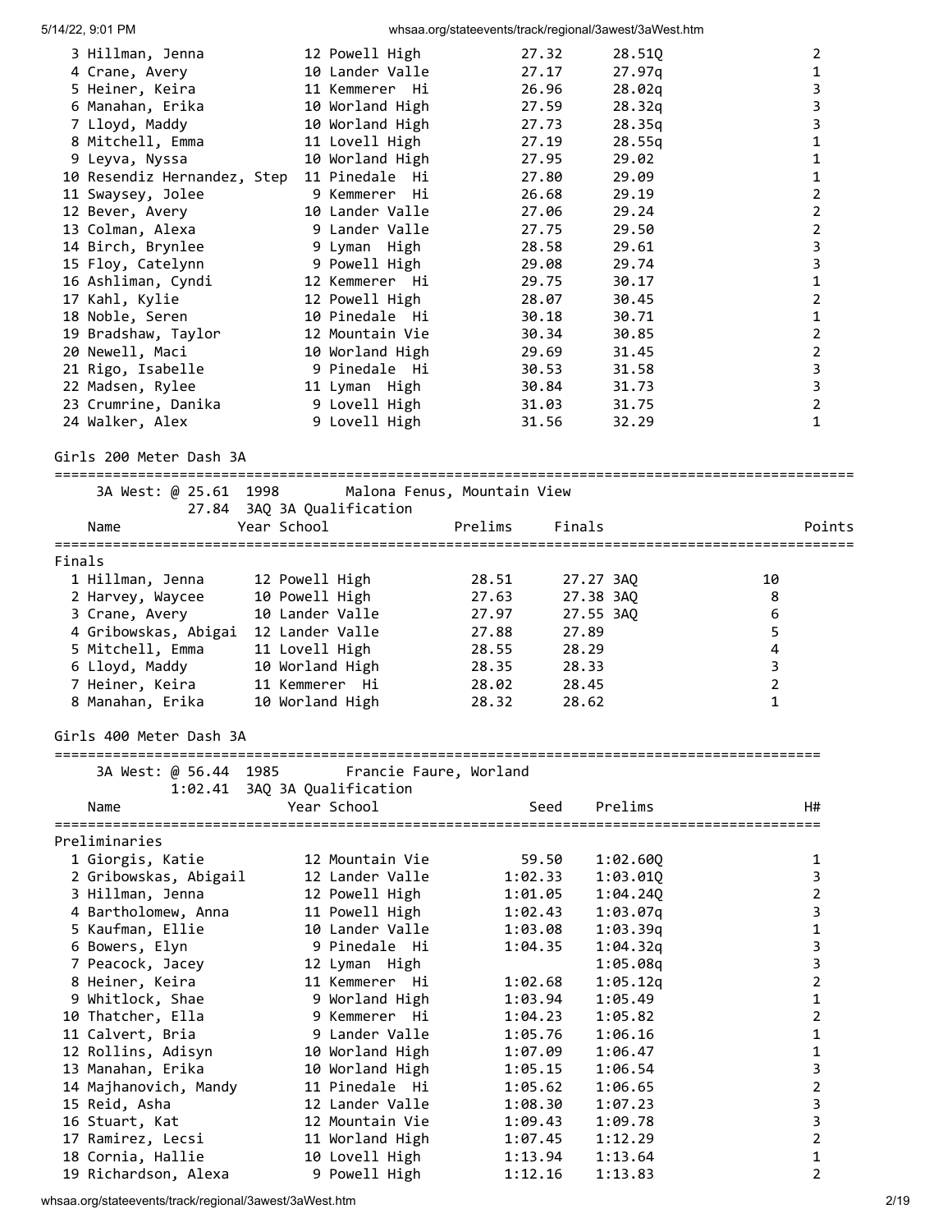| Place | Name | Year | School | Prelims | Prelims | H# |
|---|---|---|---|---|---|---|
| 3 | Hillman, Jenna | 12 | Powell High | 27.32 | 28.51Q | 2 |
| 4 | Crane, Avery | 10 | Lander Valle | 27.17 | 27.97q | 1 |
| 5 | Heiner, Keira | 11 | Kemmerer Hi | 26.96 | 28.02q | 3 |
| 6 | Manahan, Erika | 10 | Worland High | 27.59 | 28.32q | 3 |
| 7 | Lloyd, Maddy | 10 | Worland High | 27.73 | 28.35q | 3 |
| 8 | Mitchell, Emma | 11 | Lovell High | 27.19 | 28.55q | 1 |
| 9 | Leyva, Nyssa | 10 | Worland High | 27.95 | 29.02 | 1 |
| 10 | Resendiz Hernandez, Step | 11 | Pinedale Hi | 27.80 | 29.09 | 1 |
| 11 | Swaysey, Jolee | 9 | Kemmerer Hi | 26.68 | 29.19 | 2 |
| 12 | Bever, Avery | 10 | Lander Valle | 27.06 | 29.24 | 2 |
| 13 | Colman, Alexa | 9 | Lander Valle | 27.75 | 29.50 | 2 |
| 14 | Birch, Brynlee | 9 | Lyman High | 28.58 | 29.61 | 3 |
| 15 | Floy, Catelynn | 9 | Powell High | 29.08 | 29.74 | 3 |
| 16 | Ashliman, Cyndi | 12 | Kemmerer Hi | 29.75 | 30.17 | 1 |
| 17 | Kahl, Kylie | 12 | Powell High | 28.07 | 30.45 | 2 |
| 18 | Noble, Seren | 10 | Pinedale Hi | 30.18 | 30.71 | 1 |
| 19 | Bradshaw, Taylor | 12 | Mountain Vie | 30.34 | 30.85 | 2 |
| 20 | Newell, Maci | 10 | Worland High | 29.69 | 31.45 | 2 |
| 21 | Rigo, Isabelle | 9 | Pinedale Hi | 30.53 | 31.58 | 3 |
| 22 | Madsen, Rylee | 11 | Lyman High | 30.84 | 31.73 | 3 |
| 23 | Crumrine, Danika | 9 | Lovell High | 31.03 | 31.75 | 2 |
| 24 | Walker, Alex | 9 | Lovell High | 31.56 | 32.29 | 1 |

## Girls 200 Meter Dash 3A

3A West: @ 25.61 1998 Malona Fenus, Mountain View
27.84 3AQ 3A Qualification

**Finals**

| Place | Name | Year | School | Prelims | Finals | Points |
|---|---|---|---|---|---|---|
| 1 | Hillman, Jenna | 12 | Powell High | 28.51 | 27.27 3AQ | 10 |
| 2 | Harvey, Waycee | 10 | Powell High | 27.63 | 27.38 3AQ | 8 |
| 3 | Crane, Avery | 10 | Lander Valle | 27.97 | 27.55 3AQ | 6 |
| 4 | Gribowskas, Abigai | 12 | Lander Valle | 27.88 | 27.89 | 5 |
| 5 | Mitchell, Emma | 11 | Lovell High | 28.55 | 28.29 | 4 |
| 6 | Lloyd, Maddy | 10 | Worland High | 28.35 | 28.33 | 3 |
| 7 | Heiner, Keira | 11 | Kemmerer Hi | 28.02 | 28.45 | 2 |
| 8 | Manahan, Erika | 10 | Worland High | 28.32 | 28.62 | 1 |

## Girls 400 Meter Dash 3A

3A West: @ 56.44 1985 Francie Faure, Worland
1:02.41 3AQ 3A Qualification

**Preliminaries**

| Place | Name | Year | School | Seed | Prelims | H# |
|---|---|---|---|---|---|---|
| 1 | Giorgis, Katie | 12 | Mountain Vie | 59.50 | 1:02.60Q | 1 |
| 2 | Gribowskas, Abigail | 12 | Lander Valle | 1:02.33 | 1:03.01Q | 3 |
| 3 | Hillman, Jenna | 12 | Powell High | 1:01.05 | 1:04.24Q | 2 |
| 4 | Bartholomew, Anna | 11 | Powell High | 1:02.43 | 1:03.07q | 3 |
| 5 | Kaufman, Ellie | 10 | Lander Valle | 1:03.08 | 1:03.39q | 1 |
| 6 | Bowers, Elyn | 9 | Pinedale Hi | 1:04.35 | 1:04.32q | 3 |
| 7 | Peacock, Jacey | 12 | Lyman High | | 1:05.08q | 3 |
| 8 | Heiner, Keira | 11 | Kemmerer Hi | 1:02.68 | 1:05.12q | 2 |
| 9 | Whitlock, Shae | 9 | Worland High | 1:03.94 | 1:05.49 | 1 |
| 10 | Thatcher, Ella | 9 | Kemmerer Hi | 1:04.23 | 1:05.82 | 2 |
| 11 | Calvert, Bria | 9 | Lander Valle | 1:05.76 | 1:06.16 | 1 |
| 12 | Rollins, Adisyn | 10 | Worland High | 1:07.09 | 1:06.47 | 1 |
| 13 | Manahan, Erika | 10 | Worland High | 1:05.15 | 1:06.54 | 3 |
| 14 | Majhanovich, Mandy | 11 | Pinedale Hi | 1:05.62 | 1:06.65 | 2 |
| 15 | Reid, Asha | 12 | Lander Valle | 1:08.30 | 1:07.23 | 3 |
| 16 | Stuart, Kat | 12 | Mountain Vie | 1:09.43 | 1:09.78 | 3 |
| 17 | Ramirez, Lecsi | 11 | Worland High | 1:07.45 | 1:12.29 | 2 |
| 18 | Cornia, Hallie | 10 | Lovell High | 1:13.94 | 1:13.64 | 1 |
| 19 | Richardson, Alexa | 9 | Powell High | 1:12.16 | 1:13.83 | 2 |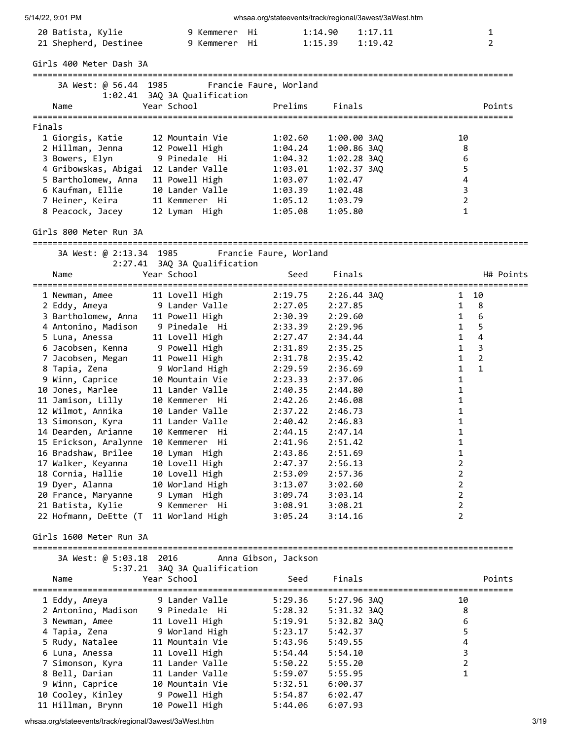| | Name | Year | School | Seed | Finals | | Points |
|---|---|---|---|---|---|---|---|
| 20 | Batista, Kylie | 9 | Kemmerer Hi | 1:14.90 | 1:17.11 | | 1 |
| 21 | Shepherd, Destinee | 9 | Kemmerer Hi | 1:15.39 | 1:19.42 | | 2 |

## Girls 400 Meter Dash 3A

3A West: @ 56.44 1985 Francie Faure, Worland
1:02.41 3AQ 3A Qualification

| | Name | Year | School | Prelims | Finals | Points |
|---|---|---|---|---|---|---|
| **Finals** | | | | | | |
| 1 | Giorgis, Katie | 12 | Mountain Vie | 1:02.60 | 1:00.00 3AQ | 10 |
| 2 | Hillman, Jenna | 12 | Powell High | 1:04.24 | 1:00.86 3AQ | 8 |
| 3 | Bowers, Elyn | 9 | Pinedale Hi | 1:04.32 | 1:02.28 3AQ | 6 |
| 4 | Gribowskas, Abigai | 12 | Lander Valle | 1:03.01 | 1:02.37 3AQ | 5 |
| 5 | Bartholomew, Anna | 11 | Powell High | 1:03.07 | 1:02.47 | 4 |
| 6 | Kaufman, Ellie | 10 | Lander Valle | 1:03.39 | 1:02.48 | 3 |
| 7 | Heiner, Keira | 11 | Kemmerer Hi | 1:05.12 | 1:03.79 | 2 |
| 8 | Peacock, Jacey | 12 | Lyman High | 1:05.08 | 1:05.80 | 1 |

## Girls 800 Meter Run 3A

3A West: @ 2:13.34 1985 Francie Faure, Worland
2:27.41 3AQ 3A Qualification

| | Name | Year | School | Seed | Finals | H# | Points |
|---|---|---|---|---|---|---|---|
| 1 | Newman, Amee | 11 | Lovell High | 2:19.75 | 2:26.44 3AQ | 1 | 10 |
| 2 | Eddy, Ameya | 9 | Lander Valle | 2:27.05 | 2:27.85 | 1 | 8 |
| 3 | Bartholomew, Anna | 11 | Powell High | 2:30.39 | 2:29.60 | 1 | 6 |
| 4 | Antonino, Madison | 9 | Pinedale Hi | 2:33.39 | 2:29.96 | 1 | 5 |
| 5 | Luna, Anessa | 11 | Lovell High | 2:27.47 | 2:34.44 | 1 | 4 |
| 6 | Jacobsen, Kenna | 9 | Powell High | 2:31.89 | 2:35.25 | 1 | 3 |
| 7 | Jacobsen, Megan | 11 | Powell High | 2:31.78 | 2:35.42 | 1 | 2 |
| 8 | Tapia, Zena | 9 | Worland High | 2:29.59 | 2:36.69 | 1 | 1 |
| 9 | Winn, Caprice | 10 | Mountain Vie | 2:23.33 | 2:37.06 | 1 | |
| 10 | Jones, Marlee | 11 | Lander Valle | 2:40.35 | 2:44.80 | 1 | |
| 11 | Jamison, Lilly | 10 | Kemmerer Hi | 2:42.26 | 2:46.08 | 1 | |
| 12 | Wilmot, Annika | 10 | Lander Valle | 2:37.22 | 2:46.73 | 1 | |
| 13 | Simonson, Kyra | 11 | Lander Valle | 2:40.42 | 2:46.83 | 1 | |
| 14 | Dearden, Arianne | 10 | Kemmerer Hi | 2:44.15 | 2:47.14 | 1 | |
| 15 | Erickson, Aralynne | 10 | Kemmerer Hi | 2:41.96 | 2:51.42 | 1 | |
| 16 | Bradshaw, Brilee | 10 | Lyman High | 2:43.86 | 2:51.69 | 1 | |
| 17 | Walker, Keyanna | 10 | Lovell High | 2:47.37 | 2:56.13 | 2 | |
| 18 | Cornia, Hallie | 10 | Lovell High | 2:53.09 | 2:57.36 | 2 | |
| 19 | Dyer, Alanna | 10 | Worland High | 3:13.07 | 3:02.60 | 2 | |
| 20 | France, Maryanne | 9 | Lyman High | 3:09.74 | 3:03.14 | 2 | |
| 21 | Batista, Kylie | 9 | Kemmerer Hi | 3:08.91 | 3:08.21 | 2 | |
| 22 | Hofmann, DeEtte (T | 11 | Worland High | 3:05.24 | 3:14.16 | 2 | |

## Girls 1600 Meter Run 3A

3A West: @ 5:03.18 2016 Anna Gibson, Jackson
5:37.21 3AQ 3A Qualification

| | Name | Year | School | Seed | Finals | Points |
|---|---|---|---|---|---|---|
| 1 | Eddy, Ameya | 9 | Lander Valle | 5:29.36 | 5:27.96 3AQ | 10 |
| 2 | Antonino, Madison | 9 | Pinedale Hi | 5:28.32 | 5:31.32 3AQ | 8 |
| 3 | Newman, Amee | 11 | Lovell High | 5:19.91 | 5:32.82 3AQ | 6 |
| 4 | Tapia, Zena | 9 | Worland High | 5:23.17 | 5:42.37 | 5 |
| 5 | Rudy, Natalee | 11 | Mountain Vie | 5:43.96 | 5:49.55 | 4 |
| 6 | Luna, Anessa | 11 | Lovell High | 5:54.44 | 5:54.10 | 3 |
| 7 | Simonson, Kyra | 11 | Lander Valle | 5:50.22 | 5:55.20 | 2 |
| 8 | Bell, Darian | 11 | Lander Valle | 5:59.07 | 5:55.95 | 1 |
| 9 | Winn, Caprice | 10 | Mountain Vie | 5:32.51 | 6:00.37 | |
| 10 | Cooley, Kinley | 9 | Powell High | 5:54.87 | 6:02.47 | |
| 11 | Hillman, Brynn | 10 | Powell High | 5:44.06 | 6:07.93 | |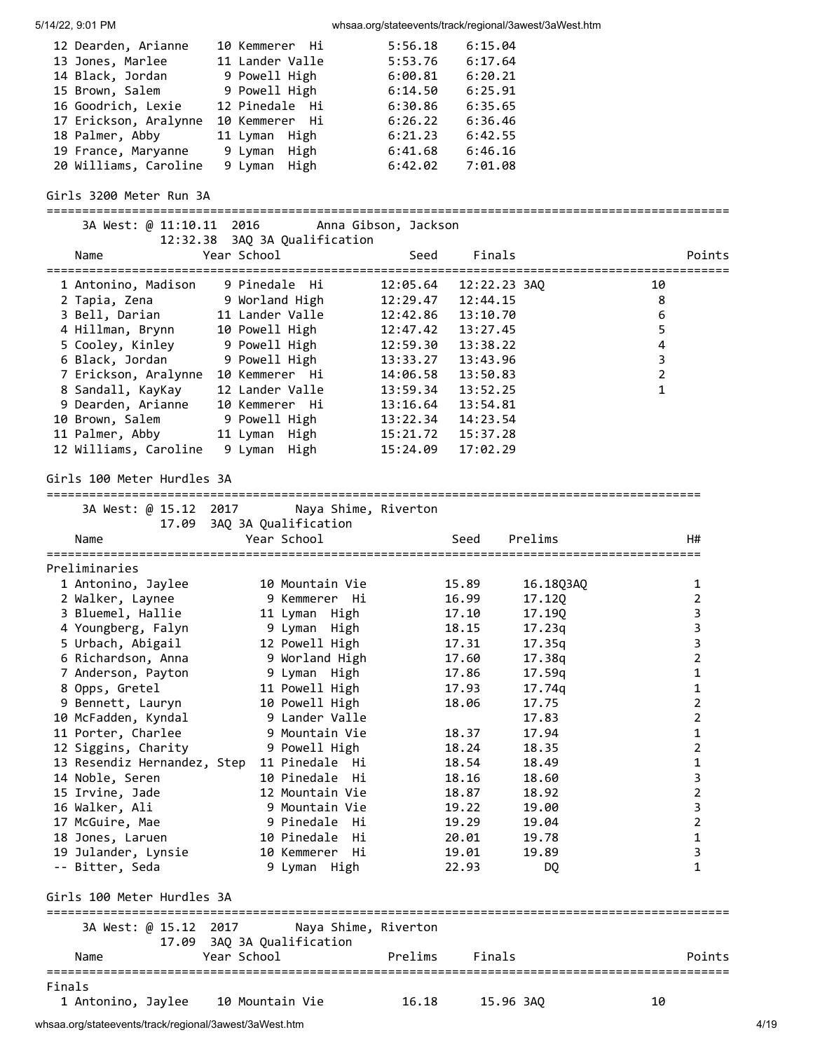| Name | Year | School | Seed | Finals |
|---|---|---|---|---|
| 12 Dearden, Arianne | 10 | Kemmerer Hi | 5:56.18 | 6:15.04 |
| 13 Jones, Marlee | 11 | Lander Valle | 5:53.76 | 6:17.64 |
| 14 Black, Jordan | 9 | Powell High | 6:00.81 | 6:20.21 |
| 15 Brown, Salem | 9 | Powell High | 6:14.50 | 6:25.91 |
| 16 Goodrich, Lexie | 12 | Pinedale Hi | 6:30.86 | 6:35.65 |
| 17 Erickson, Aralynne | 10 | Kemmerer Hi | 6:26.22 | 6:36.46 |
| 18 Palmer, Abby | 11 | Lyman High | 6:21.23 | 6:42.55 |
| 19 France, Maryanne | 9 | Lyman High | 6:41.68 | 6:46.16 |
| 20 Williams, Caroline | 9 | Lyman High | 6:42.02 | 7:01.08 |

## Girls 3200 Meter Run 3A

3A West: @ 11:10.11 2016 Anna Gibson, Jackson
12:32.38 3AQ 3A Qualification

| Name | Year | School | Seed | Finals | Points |
|---|---|---|---|---|---|
| 1 Antonino, Madison | 9 | Pinedale Hi | 12:05.64 | 12:22.23 3AQ | 10 |
| 2 Tapia, Zena | 9 | Worland High | 12:29.47 | 12:44.15 | 8 |
| 3 Bell, Darian | 11 | Lander Valle | 12:42.86 | 13:10.70 | 6 |
| 4 Hillman, Brynn | 10 | Powell High | 12:47.42 | 13:27.45 | 5 |
| 5 Cooley, Kinley | 9 | Powell High | 12:59.30 | 13:38.22 | 4 |
| 6 Black, Jordan | 9 | Powell High | 13:33.27 | 13:43.96 | 3 |
| 7 Erickson, Aralynne | 10 | Kemmerer Hi | 14:06.58 | 13:50.83 | 2 |
| 8 Sandall, KayKay | 12 | Lander Valle | 13:59.34 | 13:52.25 | 1 |
| 9 Dearden, Arianne | 10 | Kemmerer Hi | 13:16.64 | 13:54.81 | |
| 10 Brown, Salem | 9 | Powell High | 13:22.34 | 14:23.54 | |
| 11 Palmer, Abby | 11 | Lyman High | 15:21.72 | 15:37.28 | |
| 12 Williams, Caroline | 9 | Lyman High | 15:24.09 | 17:02.29 | |

## Girls 100 Meter Hurdles 3A

3A West: @ 15.12 2017 Naya Shime, Riverton
17.09 3AQ 3A Qualification

### Preliminaries

| Name | Year | School | Seed | Prelims | H# |
|---|---|---|---|---|---|
| 1 Antonino, Jaylee | 10 | Mountain Vie | 15.89 | 16.18Q3AQ | 1 |
| 2 Walker, Laynee | 9 | Kemmerer Hi | 16.99 | 17.12Q | 2 |
| 3 Bluemel, Hallie | 11 | Lyman High | 17.10 | 17.19Q | 3 |
| 4 Youngberg, Falyn | 9 | Lyman High | 18.15 | 17.23q | 3 |
| 5 Urbach, Abigail | 12 | Powell High | 17.31 | 17.35q | 3 |
| 6 Richardson, Anna | 9 | Worland High | 17.60 | 17.38q | 2 |
| 7 Anderson, Payton | 9 | Lyman High | 17.86 | 17.59q | 1 |
| 8 Opps, Gretel | 11 | Powell High | 17.93 | 17.74q | 1 |
| 9 Bennett, Lauryn | 10 | Powell High | 18.06 | 17.75 | 2 |
| 10 McFadden, Kyndal | 9 | Lander Valle | | 17.83 | 2 |
| 11 Porter, Charlee | 9 | Mountain Vie | 18.37 | 17.94 | 1 |
| 12 Siggins, Charity | 9 | Powell High | 18.24 | 18.35 | 2 |
| 13 Resendiz Hernandez, Step | 11 | Pinedale Hi | 18.54 | 18.49 | 1 |
| 14 Noble, Seren | 10 | Pinedale Hi | 18.16 | 18.60 | 3 |
| 15 Irvine, Jade | 12 | Mountain Vie | 18.87 | 18.92 | 2 |
| 16 Walker, Ali | 9 | Mountain Vie | 19.22 | 19.00 | 3 |
| 17 McGuire, Mae | 9 | Pinedale Hi | 19.29 | 19.04 | 2 |
| 18 Jones, Laruen | 10 | Pinedale Hi | 20.01 | 19.78 | 1 |
| 19 Julander, Lynsie | 10 | Kemmerer Hi | 19.01 | 19.89 | 3 |
| -- Bitter, Seda | 9 | Lyman High | 22.93 | DQ | 1 |

## Girls 100 Meter Hurdles 3A

3A West: @ 15.12 2017 Naya Shime, Riverton
17.09 3AQ 3A Qualification

### Finals

| Name | Year | School | Prelims | Finals | Points |
|---|---|---|---|---|---|
| 1 Antonino, Jaylee | 10 | Mountain Vie | 16.18 | 15.96 3AQ | 10 |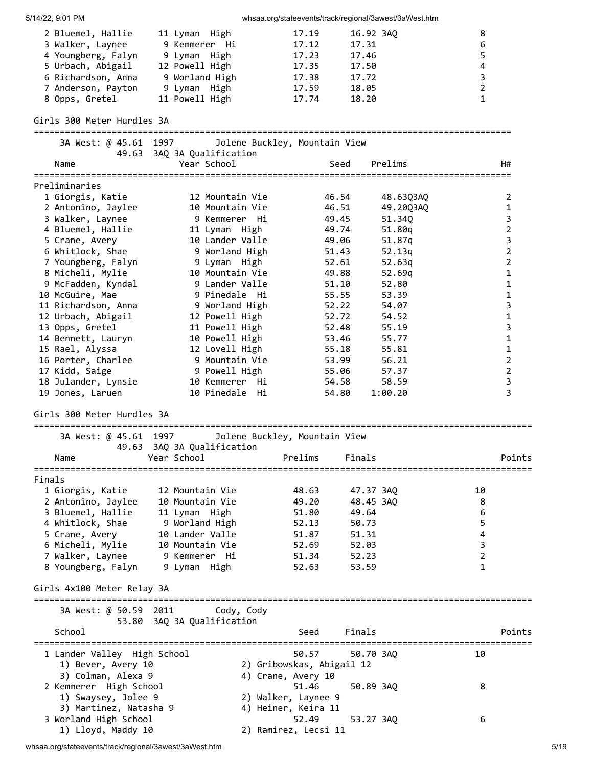| Place | Name | Year | School | Prelims | Finals | Points |
|---|---|---|---|---|---|---|
| 2 | Bluemel, Hallie | 11 | Lyman High | 17.19 | 16.92 3AQ | 8 |
| 3 | Walker, Laynee | 9 | Kemmerer Hi | 17.12 | 17.31 | 6 |
| 4 | Youngberg, Falyn | 9 | Lyman High | 17.23 | 17.46 | 5 |
| 5 | Urbach, Abigail | 12 | Powell High | 17.35 | 17.50 | 4 |
| 6 | Richardson, Anna | 9 | Worland High | 17.38 | 17.72 | 3 |
| 7 | Anderson, Payton | 9 | Lyman High | 17.59 | 18.05 | 2 |
| 8 | Opps, Gretel | 11 | Powell High | 17.74 | 18.20 | 1 |

## Girls 300 Meter Hurdles 3A

3A West: @ 45.61 1997 Jolene Buckley, Mountain View
49.63 3AQ 3A Qualification

**Preliminaries**

| Place | Name | Year | School | Seed | Prelims | H# |
|---|---|---|---|---|---|---|
| 1 | Giorgis, Katie | 12 | Mountain Vie | 46.54 | 48.63Q3AQ | 2 |
| 2 | Antonino, Jaylee | 10 | Mountain Vie | 46.51 | 49.20Q3AQ | 1 |
| 3 | Walker, Laynee | 9 | Kemmerer Hi | 49.45 | 51.34Q | 3 |
| 4 | Bluemel, Hallie | 11 | Lyman High | 49.74 | 51.80q | 2 |
| 5 | Crane, Avery | 10 | Lander Valle | 49.06 | 51.87q | 3 |
| 6 | Whitlock, Shae | 9 | Worland High | 51.43 | 52.13q | 2 |
| 7 | Youngberg, Falyn | 9 | Lyman High | 52.61 | 52.63q | 2 |
| 8 | Micheli, Mylie | 10 | Mountain Vie | 49.88 | 52.69q | 1 |
| 9 | McFadden, Kyndal | 9 | Lander Valle | 51.10 | 52.80 | 1 |
| 10 | McGuire, Mae | 9 | Pinedale Hi | 55.55 | 53.39 | 1 |
| 11 | Richardson, Anna | 9 | Worland High | 52.22 | 54.07 | 3 |
| 12 | Urbach, Abigail | 12 | Powell High | 52.72 | 54.52 | 1 |
| 13 | Opps, Gretel | 11 | Powell High | 52.48 | 55.19 | 3 |
| 14 | Bennett, Lauryn | 10 | Powell High | 53.46 | 55.77 | 1 |
| 15 | Rael, Alyssa | 12 | Lovell High | 55.18 | 55.81 | 1 |
| 16 | Porter, Charlee | 9 | Mountain Vie | 53.99 | 56.21 | 2 |
| 17 | Kidd, Saige | 9 | Powell High | 55.06 | 57.37 | 2 |
| 18 | Julander, Lynsie | 10 | Kemmerer Hi | 54.58 | 58.59 | 3 |
| 19 | Jones, Laruen | 10 | Pinedale Hi | 54.80 | 1:00.20 | 3 |

## Girls 300 Meter Hurdles 3A

3A West: @ 45.61 1997 Jolene Buckley, Mountain View
49.63 3AQ 3A Qualification

**Finals**

| Place | Name | Year | School | Prelims | Finals | Points |
|---|---|---|---|---|---|---|
| 1 | Giorgis, Katie | 12 | Mountain Vie | 48.63 | 47.37 3AQ | 10 |
| 2 | Antonino, Jaylee | 10 | Mountain Vie | 49.20 | 48.45 3AQ | 8 |
| 3 | Bluemel, Hallie | 11 | Lyman High | 51.80 | 49.64 | 6 |
| 4 | Whitlock, Shae | 9 | Worland High | 52.13 | 50.73 | 5 |
| 5 | Crane, Avery | 10 | Lander Valle | 51.87 | 51.31 | 4 |
| 6 | Micheli, Mylie | 10 | Mountain Vie | 52.69 | 52.03 | 3 |
| 7 | Walker, Laynee | 9 | Kemmerer Hi | 51.34 | 52.23 | 2 |
| 8 | Youngberg, Falyn | 9 | Lyman High | 52.63 | 53.59 | 1 |

## Girls 4x100 Meter Relay 3A

3A West: @ 50.59 2011 Cody, Cody
53.80 3AQ 3A Qualification

| Place | School | Seed | Finals | Points |
|---|---|---|---|---|
| 1 | Lander Valley High School | 50.57 | 50.70 3AQ | 10 |
| | 1) Bever, Avery 10; 2) Gribowskas, Abigail 12; 3) Colman, Alexa 9; 4) Crane, Avery 10 | | | |
| 2 | Kemmerer High School | 51.46 | 50.89 3AQ | 8 |
| | 1) Swaysey, Jolee 9; 2) Walker, Laynee 9; 3) Martinez, Natasha 9; 4) Heiner, Keira 11 | | | |
| 3 | Worland High School | 52.49 | 53.27 3AQ | 6 |
| | 1) Lloyd, Maddy 10; 2) Ramirez, Lecsi 11 | | | |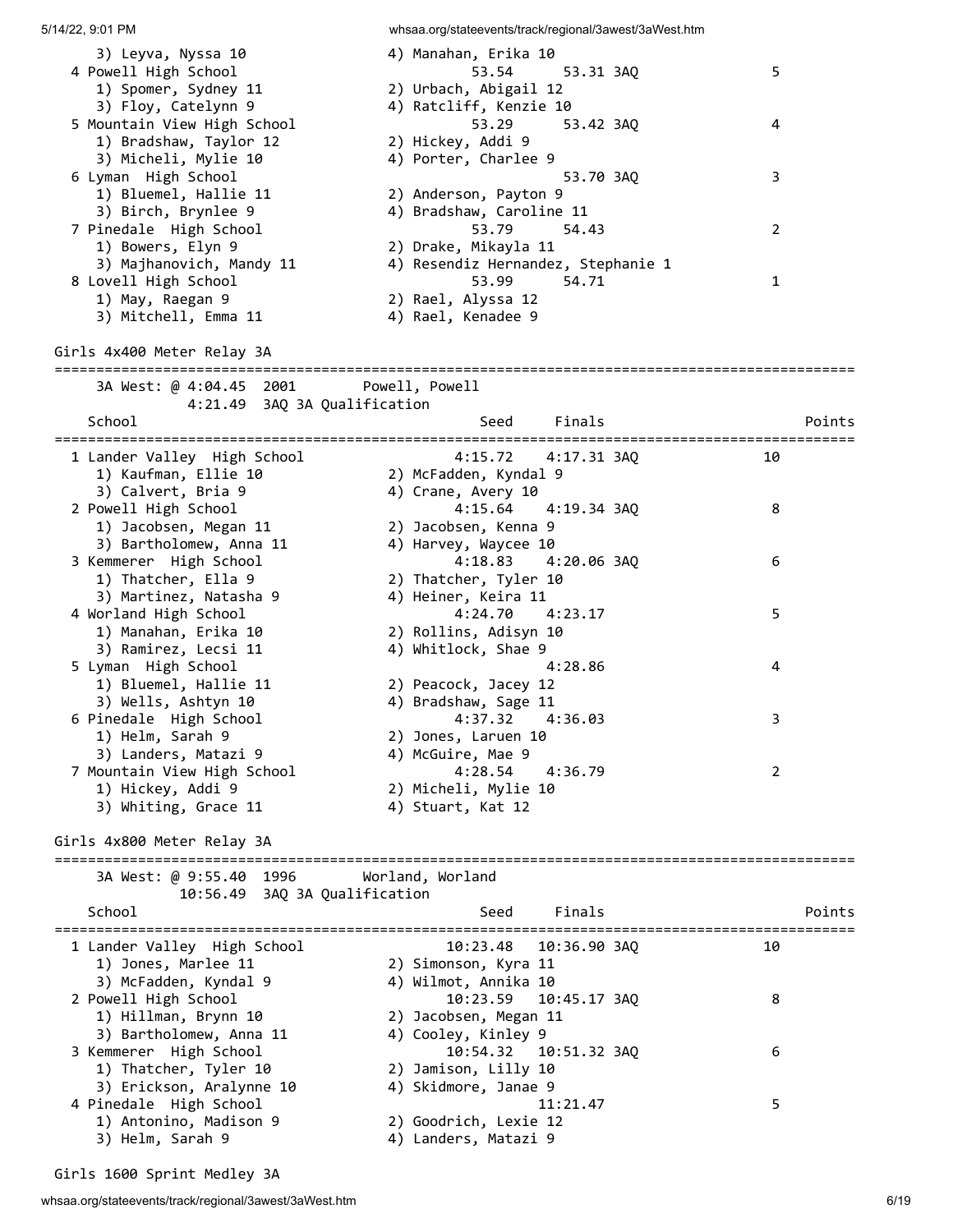```
    3) Leyva, Nyssa 10             4) Manahan, Erika 10
  4 Powell High School                  53.54      53.31 3AQ              5
    1) Spomer, Sydney 11           2) Urbach, Abigail 12
    3) Floy, Catelynn 9            4) Ratcliff, Kenzie 10
  5 Mountain View High School           53.29      53.42 3AQ              4
    1) Bradshaw, Taylor 12         2) Hickey, Addi 9
    3) Micheli, Mylie 10           4) Porter, Charlee 9
  6 Lyman  High School                             53.70 3AQ              3
    1) Bluemel, Hallie 11          2) Anderson, Payton 9
    3) Birch, Brynlee 9            4) Bradshaw, Caroline 11
  7 Pinedale  High School               53.79      54.43                  2
    1) Bowers, Elyn 9              2) Drake, Mikayla 11
    3) Majhanovich, Mandy 11       4) Resendiz Hernandez, Stephanie 1
  8 Lovell High School                  53.99      54.71                  1
    1) May, Raegan 9               2) Rael, Alyssa 12
    3) Mitchell, Emma 11           4) Rael, Kenadee 9
```

Girls 4x400 Meter Relay 3A

```
===============================================================================
     3A West: @ 4:04.45  2001       Powell, Powell
          4:21.49  3AQ 3A Qualification
    School                                Seed     Finals               Points
===============================================================================
  1 Lander Valley  High School          4:15.72    4:17.31 3AQ           10
    1) Kaufman, Ellie 10           2) McFadden, Kyndal 9
    3) Calvert, Bria 9             4) Crane, Avery 10
  2 Powell High School                  4:15.64    4:19.34 3AQ            8
    1) Jacobsen, Megan 11          2) Jacobsen, Kenna 9
    3) Bartholomew, Anna 11        4) Harvey, Waycee 10
  3 Kemmerer  High School               4:18.83    4:20.06 3AQ            6
    1) Thatcher, Ella 9            2) Thatcher, Tyler 10
    3) Martinez, Natasha 9         4) Heiner, Keira 11
  4 Worland High School                 4:24.70    4:23.17                5
    1) Manahan, Erika 10           2) Rollins, Adisyn 10
    3) Ramirez, Lecsi 11           4) Whitlock, Shae 9
  5 Lyman  High School                             4:28.86                4
    1) Bluemel, Hallie 11          2) Peacock, Jacey 12
    3) Wells, Ashtyn 10            4) Bradshaw, Sage 11
  6 Pinedale  High School               4:37.32    4:36.03                3
    1) Helm, Sarah 9               2) Jones, Laruen 10
    3) Landers, Matazi 9           4) McGuire, Mae 9
  7 Mountain View High School           4:28.54    4:36.79                2
    1) Hickey, Addi 9              2) Micheli, Mylie 10
    3) Whiting, Grace 11           4) Stuart, Kat 12
```

Girls 4x800 Meter Relay 3A

```
===============================================================================
     3A West: @ 9:55.40  1996       Worland, Worland
          10:56.49  3AQ 3A Qualification
    School                                Seed     Finals               Points
===============================================================================
  1 Lander Valley  High School         10:23.48   10:36.90 3AQ           10
    1) Jones, Marlee 11            2) Simonson, Kyra 11
    3) McFadden, Kyndal 9          4) Wilmot, Annika 10
  2 Powell High School                 10:23.59   10:45.17 3AQ            8
    1) Hillman, Brynn 10           2) Jacobsen, Megan 11
    3) Bartholomew, Anna 11        4) Cooley, Kinley 9
  3 Kemmerer  High School              10:54.32   10:51.32 3AQ            6
    1) Thatcher, Tyler 10          2) Jamison, Lilly 10
    3) Erickson, Aralynne 10       4) Skidmore, Janae 9
  4 Pinedale  High School                         11:21.47                5
    1) Antonino, Madison 9         2) Goodrich, Lexie 12
    3) Helm, Sarah 9               4) Landers, Matazi 9
```

Girls 1600 Sprint Medley 3A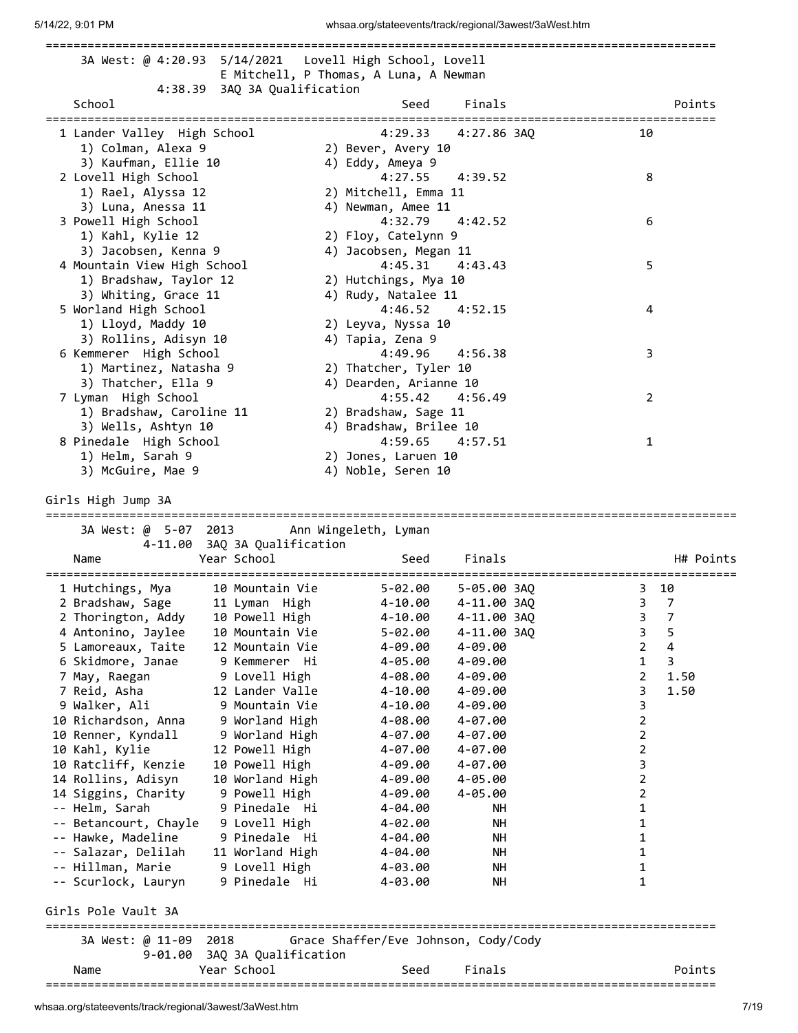3A West: @ 4:20.93 5/14/2021 Lovell High School, Lovell
E Mitchell, P Thomas, A Luna, A Newman
4:38.39 3AQ 3A Qualification

| Place | School | Seed | Finals | | Points |
|---|---|---|---|---|---|
| 1 | Lander Valley High School | 4:29.33 | 4:27.86 | 3AQ | 10 |
| | 1) Colman, Alexa 9; 2) Bever, Avery 10; 3) Kaufman, Ellie 10; 4) Eddy, Ameya 9 | | | | |
| 2 | Lovell High School | 4:27.55 | 4:39.52 | | 8 |
| | 1) Rael, Alyssa 12; 2) Mitchell, Emma 11; 3) Luna, Anessa 11; 4) Newman, Amee 11 | | | | |
| 3 | Powell High School | 4:32.79 | 4:42.52 | | 6 |
| | 1) Kahl, Kylie 12; 2) Floy, Catelynn 9; 3) Jacobsen, Kenna 9; 4) Jacobsen, Megan 11 | | | | |
| 4 | Mountain View High School | 4:45.31 | 4:43.43 | | 5 |
| | 1) Bradshaw, Taylor 12; 2) Hutchings, Mya 10; 3) Whiting, Grace 11; 4) Rudy, Natalee 11 | | | | |
| 5 | Worland High School | 4:46.52 | 4:52.15 | | 4 |
| | 1) Lloyd, Maddy 10; 2) Leyva, Nyssa 10; 3) Rollins, Adisyn 10; 4) Tapia, Zena 9 | | | | |
| 6 | Kemmerer High School | 4:49.96 | 4:56.38 | | 3 |
| | 1) Martinez, Natasha 9; 2) Thatcher, Tyler 10; 3) Thatcher, Ella 9; 4) Dearden, Arianne 10 | | | | |
| 7 | Lyman High School | 4:55.42 | 4:56.49 | | 2 |
| | 1) Bradshaw, Caroline 11; 2) Bradshaw, Sage 11; 3) Wells, Ashtyn 10; 4) Bradshaw, Brilee 10 | | | | |
| 8 | Pinedale High School | 4:59.65 | 4:57.51 | | 1 |
| | 1) Helm, Sarah 9; 2) Jones, Laruen 10; 3) McGuire, Mae 9; 4) Noble, Seren 10 | | | | |

## Girls High Jump 3A

3A West: @ 5-07 2013 Ann Wingeleth, Lyman
4-11.00 3AQ 3A Qualification

| Place | Name | Year | School | Seed | Finals | | H# | Points |
|---|---|---|---|---|---|---|---|---|
| 1 | Hutchings, Mya | 10 | Mountain Vie | 5-02.00 | 5-05.00 | 3AQ | 3 | 10 |
| 2 | Bradshaw, Sage | 11 | Lyman High | 4-10.00 | 4-11.00 | 3AQ | 3 | 7 |
| 2 | Thorington, Addy | 10 | Powell High | 4-10.00 | 4-11.00 | 3AQ | 3 | 7 |
| 4 | Antonino, Jaylee | 10 | Mountain Vie | 5-02.00 | 4-11.00 | 3AQ | 3 | 5 |
| 5 | Lamoreaux, Taite | 12 | Mountain Vie | 4-09.00 | 4-09.00 | | 2 | 4 |
| 6 | Skidmore, Janae | 9 | Kemmerer Hi | 4-05.00 | 4-09.00 | | 1 | 3 |
| 7 | May, Raegan | 9 | Lovell High | 4-08.00 | 4-09.00 | | 2 | 1.50 |
| 7 | Reid, Asha | 12 | Lander Valle | 4-10.00 | 4-09.00 | | 3 | 1.50 |
| 9 | Walker, Ali | 9 | Mountain Vie | 4-10.00 | 4-09.00 | | 3 | |
| 10 | Richardson, Anna | 9 | Worland High | 4-08.00 | 4-07.00 | | 2 | |
| 10 | Renner, Kyndall | 9 | Worland High | 4-07.00 | 4-07.00 | | 2 | |
| 10 | Kahl, Kylie | 12 | Powell High | 4-07.00 | 4-07.00 | | 2 | |
| 10 | Ratcliff, Kenzie | 10 | Powell High | 4-09.00 | 4-07.00 | | 3 | |
| 14 | Rollins, Adisyn | 10 | Worland High | 4-09.00 | 4-05.00 | | 2 | |
| 14 | Siggins, Charity | 9 | Powell High | 4-09.00 | 4-05.00 | | 2 | |
| -- | Helm, Sarah | 9 | Pinedale Hi | 4-04.00 | NH | | 1 | |
| -- | Betancourt, Chayle | 9 | Lovell High | 4-02.00 | NH | | 1 | |
| -- | Hawke, Madeline | 9 | Pinedale Hi | 4-04.00 | NH | | 1 | |
| -- | Salazar, Delilah | 11 | Worland High | 4-04.00 | NH | | 1 | |
| -- | Hillman, Marie | 9 | Lovell High | 4-03.00 | NH | | 1 | |
| -- | Scurlock, Lauryn | 9 | Pinedale Hi | 4-03.00 | NH | | 1 | |

## Girls Pole Vault 3A

3A West: @ 11-09 2018 Grace Shaffer/Eve Johnson, Cody/Cody
9-01.00 3AQ 3A Qualification

| Name | Year | School | Seed | Finals | Points |
|---|---|---|---|---|---|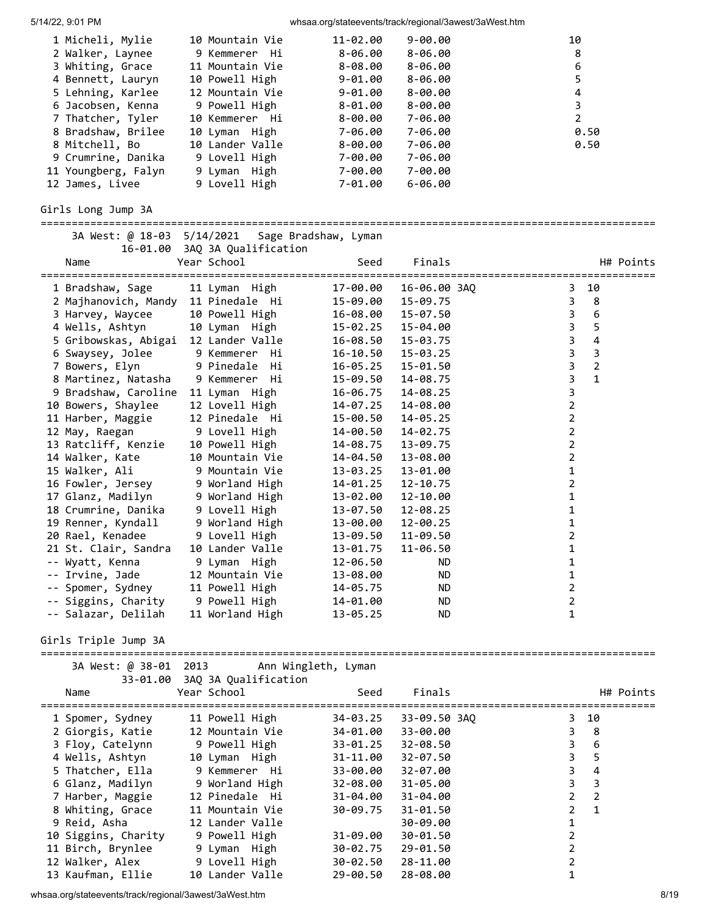| Place | Name | Year | School | Seed | Finals | Points |
|---|---|---|---|---|---|---|
| 1 | Micheli, Mylie | 10 | Mountain Vie | 11-02.00 | 9-00.00 | 10 |
| 2 | Walker, Laynee | 9 | Kemmerer Hi | 8-06.00 | 8-06.00 | 8 |
| 3 | Whiting, Grace | 11 | Mountain Vie | 8-08.00 | 8-06.00 | 6 |
| 4 | Bennett, Lauryn | 10 | Powell High | 9-01.00 | 8-06.00 | 5 |
| 5 | Lehning, Karlee | 12 | Mountain Vie | 9-01.00 | 8-00.00 | 4 |
| 6 | Jacobsen, Kenna | 9 | Powell High | 8-01.00 | 8-00.00 | 3 |
| 7 | Thatcher, Tyler | 10 | Kemmerer Hi | 8-00.00 | 7-06.00 | 2 |
| 8 | Bradshaw, Brilee | 10 | Lyman High | 7-06.00 | 7-06.00 | 0.50 |
| 8 | Mitchell, Bo | 10 | Lander Valle | 8-00.00 | 7-06.00 | 0.50 |
| 9 | Crumrine, Danika | 9 | Lovell High | 7-00.00 | 7-06.00 | |
| 11 | Youngberg, Falyn | 9 | Lyman High | 7-00.00 | 7-00.00 | |
| 12 | James, Livee | 9 | Lovell High | 7-01.00 | 6-06.00 | |

## Girls Long Jump 3A

3A West: @ 18-03 5/14/2021 Sage Bradshaw, Lyman
16-01.00 3AQ 3A Qualification

| Place | Name | Year | School | Seed | Finals | H# | Points |
|---|---|---|---|---|---|---|---|
| 1 | Bradshaw, Sage | 11 | Lyman High | 17-00.00 | 16-06.00 3AQ | 3 | 10 |
| 2 | Majhanovich, Mandy | 11 | Pinedale Hi | 15-09.00 | 15-09.75 | 3 | 8 |
| 3 | Harvey, Waycee | 10 | Powell High | 16-08.00 | 15-07.50 | 3 | 6 |
| 4 | Wells, Ashtyn | 10 | Lyman High | 15-02.25 | 15-04.00 | 3 | 5 |
| 5 | Gribowskas, Abigai | 12 | Lander Valle | 16-08.50 | 15-03.75 | 3 | 4 |
| 6 | Swaysey, Jolee | 9 | Kemmerer Hi | 16-10.50 | 15-03.25 | 3 | 3 |
| 7 | Bowers, Elyn | 9 | Pinedale Hi | 16-05.25 | 15-01.50 | 3 | 2 |
| 8 | Martinez, Natasha | 9 | Kemmerer Hi | 15-09.50 | 14-08.75 | 3 | 1 |
| 9 | Bradshaw, Caroline | 11 | Lyman High | 16-06.75 | 14-08.25 | 3 | |
| 10 | Bowers, Shaylee | 12 | Lovell High | 14-07.25 | 14-08.00 | 2 | |
| 11 | Harber, Maggie | 12 | Pinedale Hi | 15-00.50 | 14-05.25 | 2 | |
| 12 | May, Raegan | 9 | Lovell High | 14-00.50 | 14-02.75 | 2 | |
| 13 | Ratcliff, Kenzie | 10 | Powell High | 14-08.75 | 13-09.75 | 2 | |
| 14 | Walker, Kate | 10 | Mountain Vie | 14-04.50 | 13-08.00 | 2 | |
| 15 | Walker, Ali | 9 | Mountain Vie | 13-03.25 | 13-01.00 | 1 | |
| 16 | Fowler, Jersey | 9 | Worland High | 14-01.25 | 12-10.75 | 2 | |
| 17 | Glanz, Madilyn | 9 | Worland High | 13-02.00 | 12-10.00 | 1 | |
| 18 | Crumrine, Danika | 9 | Lovell High | 13-07.50 | 12-08.25 | 1 | |
| 19 | Renner, Kyndall | 9 | Worland High | 13-00.00 | 12-00.25 | 1 | |
| 20 | Rael, Kenadee | 9 | Lovell High | 13-09.50 | 11-09.50 | 2 | |
| 21 | St. Clair, Sandra | 10 | Lander Valle | 13-01.75 | 11-06.50 | 1 | |
| -- | Wyatt, Kenna | 9 | Lyman High | 12-06.50 | ND | 1 | |
| -- | Irvine, Jade | 12 | Mountain Vie | 13-08.00 | ND | 1 | |
| -- | Spomer, Sydney | 11 | Powell High | 14-05.75 | ND | 2 | |
| -- | Siggins, Charity | 9 | Powell High | 14-01.00 | ND | 2 | |
| -- | Salazar, Delilah | 11 | Worland High | 13-05.25 | ND | 1 | |

## Girls Triple Jump 3A

3A West: @ 38-01 2013 Ann Wingleth, Lyman
33-01.00 3AQ 3A Qualification

| Place | Name | Year | School | Seed | Finals | H# | Points |
|---|---|---|---|---|---|---|---|
| 1 | Spomer, Sydney | 11 | Powell High | 34-03.25 | 33-09.50 3AQ | 3 | 10 |
| 2 | Giorgis, Katie | 12 | Mountain Vie | 34-01.00 | 33-00.00 | 3 | 8 |
| 3 | Floy, Catelynn | 9 | Powell High | 33-01.25 | 32-08.50 | 3 | 6 |
| 4 | Wells, Ashtyn | 10 | Lyman High | 31-11.00 | 32-07.50 | 3 | 5 |
| 5 | Thatcher, Ella | 9 | Kemmerer Hi | 33-00.00 | 32-07.00 | 3 | 4 |
| 6 | Glanz, Madilyn | 9 | Worland High | 32-08.00 | 31-05.00 | 3 | 3 |
| 7 | Harber, Maggie | 12 | Pinedale Hi | 31-04.00 | 31-04.00 | 2 | 2 |
| 8 | Whiting, Grace | 11 | Mountain Vie | 30-09.75 | 31-01.50 | 2 | 1 |
| 9 | Reid, Asha | 12 | Lander Valle | | 30-09.00 | 1 | |
| 10 | Siggins, Charity | 9 | Powell High | 31-09.00 | 30-01.50 | 2 | |
| 11 | Birch, Brynlee | 9 | Lyman High | 30-02.75 | 29-01.50 | 2 | |
| 12 | Walker, Alex | 9 | Lovell High | 30-02.50 | 28-11.00 | 2 | |
| 13 | Kaufman, Ellie | 10 | Lander Valle | 29-00.50 | 28-08.00 | 1 | |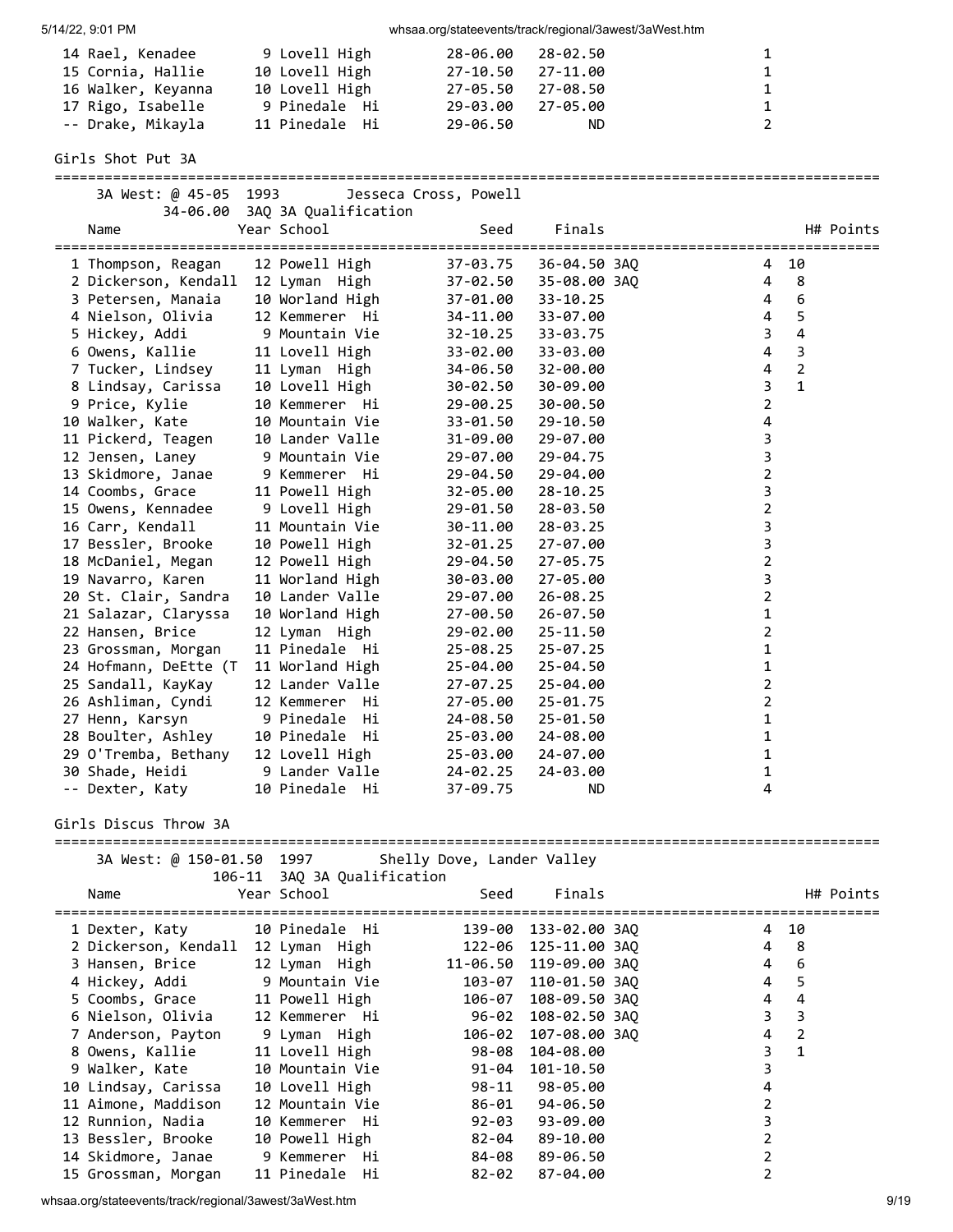| Place | Name | Year | School | Seed | Finals | H# | Points |
|---|---|---|---|---|---|---|---|
| 14 | Rael, Kenadee | 9 | Lovell High | 28-06.00 | 28-02.50 | 1 | |
| 15 | Cornia, Hallie | 10 | Lovell High | 27-10.50 | 27-11.00 | 1 | |
| 16 | Walker, Keyanna | 10 | Lovell High | 27-05.50 | 27-08.50 | 1 | |
| 17 | Rigo, Isabelle | 9 | Pinedale Hi | 29-03.00 | 27-05.00 | 1 | |
| -- | Drake, Mikayla | 11 | Pinedale Hi | 29-06.50 | ND | 2 | |

## Girls Shot Put 3A

3A West: @ 45-05 1993 Jesseca Cross, Powell

34-06.00 3AQ 3A Qualification

| Place | Name | Year | School | Seed | Finals | H# | Points |
|---|---|---|---|---|---|---|---|
| 1 | Thompson, Reagan | 12 | Powell High | 37-03.75 | 36-04.50 3AQ | 4 | 10 |
| 2 | Dickerson, Kendall | 12 | Lyman High | 37-02.50 | 35-08.00 3AQ | 4 | 8 |
| 3 | Petersen, Manaia | 10 | Worland High | 37-01.00 | 33-10.25 | 4 | 6 |
| 4 | Nielson, Olivia | 12 | Kemmerer Hi | 34-11.00 | 33-07.00 | 4 | 5 |
| 5 | Hickey, Addi | 9 | Mountain Vie | 32-10.25 | 33-03.75 | 3 | 4 |
| 6 | Owens, Kallie | 11 | Lovell High | 33-02.00 | 33-03.00 | 4 | 3 |
| 7 | Tucker, Lindsey | 11 | Lyman High | 34-06.50 | 32-00.00 | 4 | 2 |
| 8 | Lindsay, Carissa | 10 | Lovell High | 30-02.50 | 30-09.00 | 3 | 1 |
| 9 | Price, Kylie | 10 | Kemmerer Hi | 29-00.25 | 30-00.50 | 2 | |
| 10 | Walker, Kate | 10 | Mountain Vie | 33-01.50 | 29-10.50 | 4 | |
| 11 | Pickerd, Teagen | 10 | Lander Valle | 31-09.00 | 29-07.00 | 3 | |
| 12 | Jensen, Laney | 9 | Mountain Vie | 29-07.00 | 29-04.75 | 3 | |
| 13 | Skidmore, Janae | 9 | Kemmerer Hi | 29-04.50 | 29-04.00 | 2 | |
| 14 | Coombs, Grace | 11 | Powell High | 32-05.00 | 28-10.25 | 3 | |
| 15 | Owens, Kennadee | 9 | Lovell High | 29-01.50 | 28-03.50 | 2 | |
| 16 | Carr, Kendall | 11 | Mountain Vie | 30-11.00 | 28-03.25 | 3 | |
| 17 | Bessler, Brooke | 10 | Powell High | 32-01.25 | 27-07.00 | 3 | |
| 18 | McDaniel, Megan | 12 | Powell High | 29-04.50 | 27-05.75 | 2 | |
| 19 | Navarro, Karen | 11 | Worland High | 30-03.00 | 27-05.00 | 3 | |
| 20 | St. Clair, Sandra | 10 | Lander Valle | 29-07.00 | 26-08.25 | 2 | |
| 21 | Salazar, Claryssa | 10 | Worland High | 27-00.50 | 26-07.50 | 1 | |
| 22 | Hansen, Brice | 12 | Lyman High | 29-02.00 | 25-11.50 | 2 | |
| 23 | Grossman, Morgan | 11 | Pinedale Hi | 25-08.25 | 25-07.25 | 1 | |
| 24 | Hofmann, DeEtte (T | 11 | Worland High | 25-04.00 | 25-04.50 | 1 | |
| 25 | Sandall, KayKay | 12 | Lander Valle | 27-07.25 | 25-04.00 | 2 | |
| 26 | Ashliman, Cyndi | 12 | Kemmerer Hi | 27-05.00 | 25-01.75 | 2 | |
| 27 | Henn, Karsyn | 9 | Pinedale Hi | 24-08.50 | 25-01.50 | 1 | |
| 28 | Boulter, Ashley | 10 | Pinedale Hi | 25-03.00 | 24-08.00 | 1 | |
| 29 | O'Tremba, Bethany | 12 | Lovell High | 25-03.00 | 24-07.00 | 1 | |
| 30 | Shade, Heidi | 9 | Lander Valle | 24-02.25 | 24-03.00 | 1 | |
| -- | Dexter, Katy | 10 | Pinedale Hi | 37-09.75 | ND | 4 | |

## Girls Discus Throw 3A

3A West: @ 150-01.50 1997 Shelly Dove, Lander Valley

106-11 3AQ 3A Qualification

| Place | Name | Year | School | Seed | Finals | H# | Points |
|---|---|---|---|---|---|---|---|
| 1 | Dexter, Katy | 10 | Pinedale Hi | 139-00 | 133-02.00 3AQ | 4 | 10 |
| 2 | Dickerson, Kendall | 12 | Lyman High | 122-06 | 125-11.00 3AQ | 4 | 8 |
| 3 | Hansen, Brice | 12 | Lyman High | 11-06.50 | 119-09.00 3AQ | 4 | 6 |
| 4 | Hickey, Addi | 9 | Mountain Vie | 103-07 | 110-01.50 3AQ | 4 | 5 |
| 5 | Coombs, Grace | 11 | Powell High | 106-07 | 108-09.50 3AQ | 4 | 4 |
| 6 | Nielson, Olivia | 12 | Kemmerer Hi | 96-02 | 108-02.50 3AQ | 3 | 3 |
| 7 | Anderson, Payton | 9 | Lyman High | 106-02 | 107-08.00 3AQ | 4 | 2 |
| 8 | Owens, Kallie | 11 | Lovell High | 98-08 | 104-08.00 | 3 | 1 |
| 9 | Walker, Kate | 10 | Mountain Vie | 91-04 | 101-10.50 | 3 | |
| 10 | Lindsay, Carissa | 10 | Lovell High | 98-11 | 98-05.00 | 4 | |
| 11 | Aimone, Maddison | 12 | Mountain Vie | 86-01 | 94-06.50 | 2 | |
| 12 | Runnion, Nadia | 10 | Kemmerer Hi | 92-03 | 93-09.00 | 3 | |
| 13 | Bessler, Brooke | 10 | Powell High | 82-04 | 89-10.00 | 2 | |
| 14 | Skidmore, Janae | 9 | Kemmerer Hi | 84-08 | 89-06.50 | 2 | |
| 15 | Grossman, Morgan | 11 | Pinedale Hi | 82-02 | 87-04.00 | 2 | |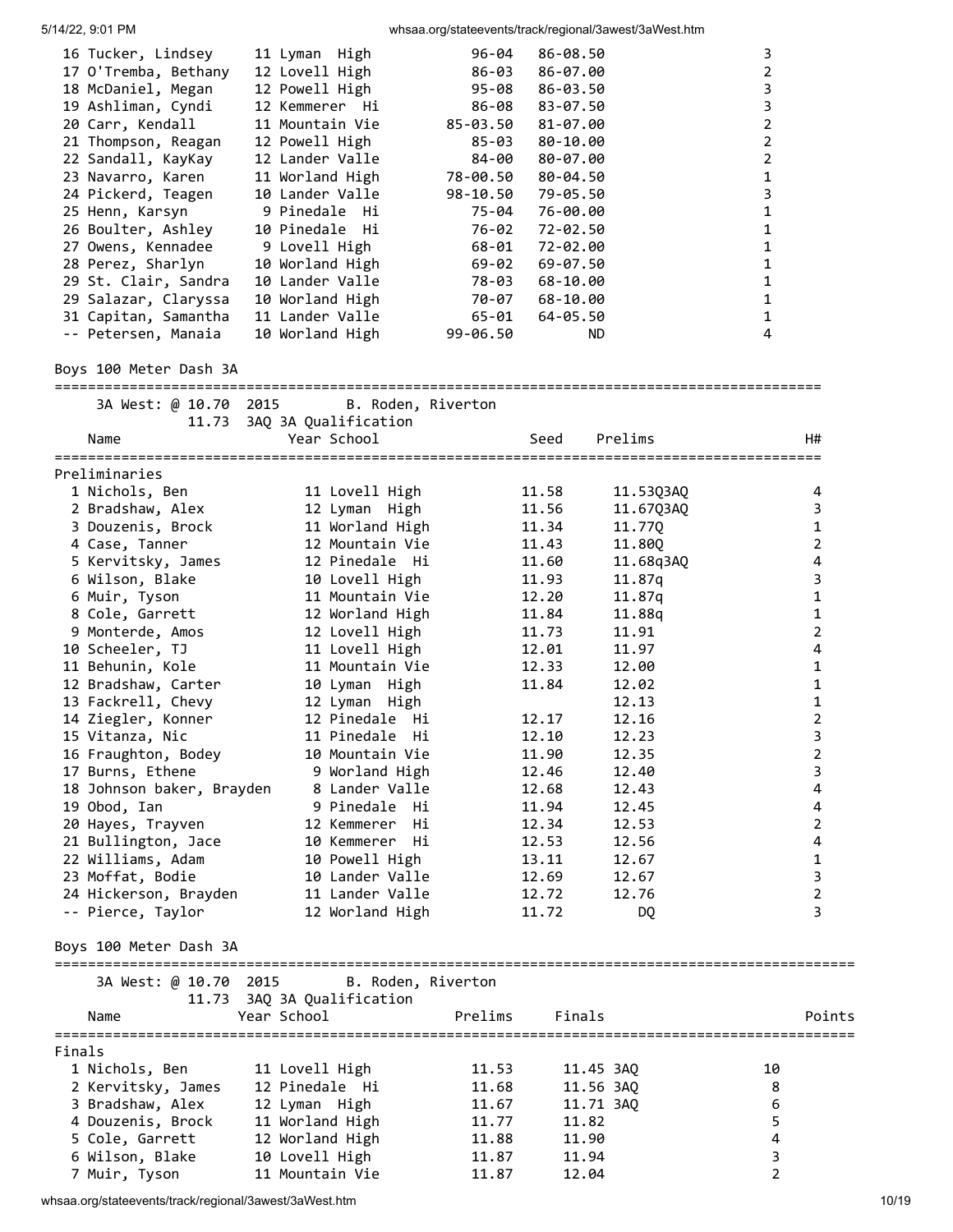| Place | Name | Year | School | Seed | Finals | H# |
|---|---|---|---|---|---|---|
| 16 | Tucker, Lindsey | 11 | Lyman High | 96-04 | 86-08.50 | 3 |
| 17 | O'Tremba, Bethany | 12 | Lovell High | 86-03 | 86-07.00 | 2 |
| 18 | McDaniel, Megan | 12 | Powell High | 95-08 | 86-03.50 | 3 |
| 19 | Ashliman, Cyndi | 12 | Kemmerer Hi | 86-08 | 83-07.50 | 3 |
| 20 | Carr, Kendall | 11 | Mountain Vie | 85-03.50 | 81-07.00 | 2 |
| 21 | Thompson, Reagan | 12 | Powell High | 85-03 | 80-10.00 | 2 |
| 22 | Sandall, KayKay | 12 | Lander Valle | 84-00 | 80-07.00 | 2 |
| 23 | Navarro, Karen | 11 | Worland High | 78-00.50 | 80-04.50 | 1 |
| 24 | Pickerd, Teagen | 10 | Lander Valle | 98-10.50 | 79-05.50 | 3 |
| 25 | Henn, Karsyn | 9 | Pinedale Hi | 75-04 | 76-00.00 | 1 |
| 26 | Boulter, Ashley | 10 | Pinedale Hi | 76-02 | 72-02.50 | 1 |
| 27 | Owens, Kennadee | 9 | Lovell High | 68-01 | 72-02.00 | 1 |
| 28 | Perez, Sharlyn | 10 | Worland High | 69-02 | 69-07.50 | 1 |
| 29 | St. Clair, Sandra | 10 | Lander Valle | 78-03 | 68-10.00 | 1 |
| 29 | Salazar, Claryssa | 10 | Worland High | 70-07 | 68-10.00 | 1 |
| 31 | Capitan, Samantha | 11 | Lander Valle | 65-01 | 64-05.50 | 1 |
| -- | Petersen, Manaia | 10 | Worland High | 99-06.50 | ND | 4 |

## Boys 100 Meter Dash 3A

3A West: @ 10.70 2015 B. Roden, Riverton
11.73 3AQ 3A Qualification

Preliminaries

| Place | Name | Year | School | Seed | Prelims | H# |
|---|---|---|---|---|---|---|
| 1 | Nichols, Ben | 11 | Lovell High | 11.58 | 11.53Q3AQ | 4 |
| 2 | Bradshaw, Alex | 12 | Lyman High | 11.56 | 11.67Q3AQ | 3 |
| 3 | Douzenis, Brock | 11 | Worland High | 11.34 | 11.77Q | 1 |
| 4 | Case, Tanner | 12 | Mountain Vie | 11.43 | 11.80Q | 2 |
| 5 | Kervitsky, James | 12 | Pinedale Hi | 11.60 | 11.68q3AQ | 4 |
| 6 | Wilson, Blake | 10 | Lovell High | 11.93 | 11.87q | 3 |
| 6 | Muir, Tyson | 11 | Mountain Vie | 12.20 | 11.87q | 1 |
| 8 | Cole, Garrett | 12 | Worland High | 11.84 | 11.88q | 1 |
| 9 | Monterde, Amos | 12 | Lovell High | 11.73 | 11.91 | 2 |
| 10 | Scheeler, TJ | 11 | Lovell High | 12.01 | 11.97 | 4 |
| 11 | Behunin, Kole | 11 | Mountain Vie | 12.33 | 12.00 | 1 |
| 12 | Bradshaw, Carter | 10 | Lyman High | 11.84 | 12.02 | 1 |
| 13 | Fackrell, Chevy | 12 | Lyman High | | 12.13 | 1 |
| 14 | Ziegler, Konner | 12 | Pinedale Hi | 12.17 | 12.16 | 2 |
| 15 | Vitanza, Nic | 11 | Pinedale Hi | 12.10 | 12.23 | 3 |
| 16 | Fraughton, Bodey | 10 | Mountain Vie | 11.90 | 12.35 | 2 |
| 17 | Burns, Ethene | 9 | Worland High | 12.46 | 12.40 | 3 |
| 18 | Johnson baker, Brayden | 8 | Lander Valle | 12.68 | 12.43 | 4 |
| 19 | Obod, Ian | 9 | Pinedale Hi | 11.94 | 12.45 | 4 |
| 20 | Hayes, Trayven | 12 | Kemmerer Hi | 12.34 | 12.53 | 2 |
| 21 | Bullington, Jace | 10 | Kemmerer Hi | 12.53 | 12.56 | 4 |
| 22 | Williams, Adam | 10 | Powell High | 13.11 | 12.67 | 1 |
| 23 | Moffat, Bodie | 10 | Lander Valle | 12.69 | 12.67 | 3 |
| 24 | Hickerson, Brayden | 11 | Lander Valle | 12.72 | 12.76 | 2 |
| -- | Pierce, Taylor | 12 | Worland High | 11.72 | DQ | 3 |

## Boys 100 Meter Dash 3A

3A West: @ 10.70 2015 B. Roden, Riverton
11.73 3AQ 3A Qualification

Finals

| Place | Name | Year | School | Prelims | Finals | Points |
|---|---|---|---|---|---|---|
| 1 | Nichols, Ben | 11 | Lovell High | 11.53 | 11.45 3AQ | 10 |
| 2 | Kervitsky, James | 12 | Pinedale Hi | 11.68 | 11.56 3AQ | 8 |
| 3 | Bradshaw, Alex | 12 | Lyman High | 11.67 | 11.71 3AQ | 6 |
| 4 | Douzenis, Brock | 11 | Worland High | 11.77 | 11.82 | 5 |
| 5 | Cole, Garrett | 12 | Worland High | 11.88 | 11.90 | 4 |
| 6 | Wilson, Blake | 10 | Lovell High | 11.87 | 11.94 | 3 |
| 7 | Muir, Tyson | 11 | Mountain Vie | 11.87 | 12.04 | 2 |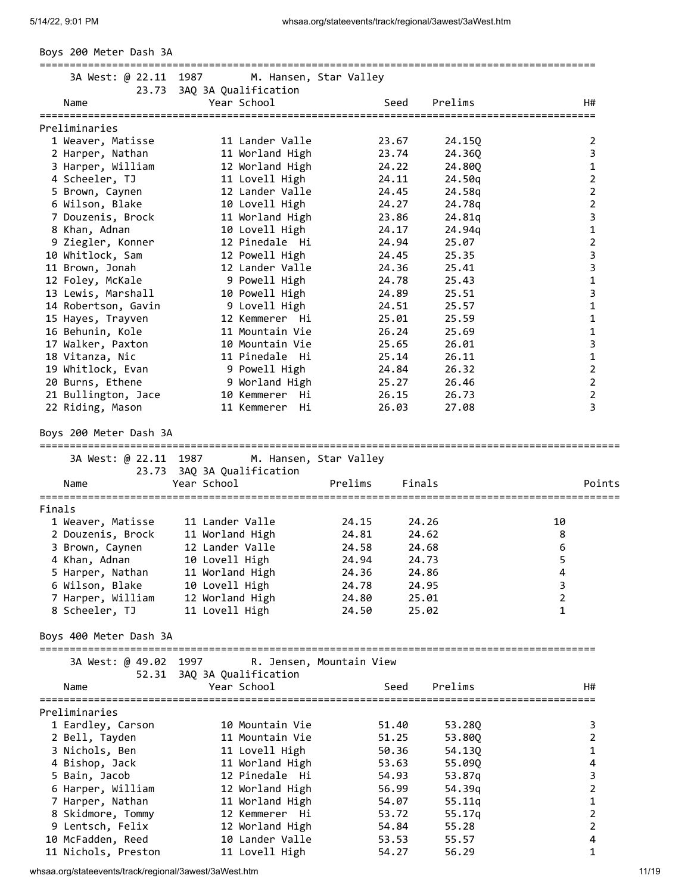## Boys 200 Meter Dash 3A

3A West: @ 22.11 1987 M. Hansen, Star Valley
23.73 3AQ 3A Qualification

| Name | Year | School | Seed | Prelims | H# |
|---|---|---|---|---|---|
| **Preliminaries** | | | | | |
| 1 Weaver, Matisse | 11 | Lander Valle | 23.67 | 24.15Q | 2 |
| 2 Harper, Nathan | 11 | Worland High | 23.74 | 24.36Q | 3 |
| 3 Harper, William | 12 | Worland High | 24.22 | 24.80Q | 1 |
| 4 Scheeler, TJ | 11 | Lovell High | 24.11 | 24.50q | 2 |
| 5 Brown, Caynen | 12 | Lander Valle | 24.45 | 24.58q | 2 |
| 6 Wilson, Blake | 10 | Lovell High | 24.27 | 24.78q | 2 |
| 7 Douzenis, Brock | 11 | Worland High | 23.86 | 24.81q | 3 |
| 8 Khan, Adnan | 10 | Lovell High | 24.17 | 24.94q | 1 |
| 9 Ziegler, Konner | 12 | Pinedale Hi | 24.94 | 25.07 | 2 |
| 10 Whitlock, Sam | 12 | Powell High | 24.45 | 25.35 | 3 |
| 11 Brown, Jonah | 12 | Lander Valle | 24.36 | 25.41 | 3 |
| 12 Foley, McKale | 9 | Powell High | 24.78 | 25.43 | 1 |
| 13 Lewis, Marshall | 10 | Powell High | 24.89 | 25.51 | 3 |
| 14 Robertson, Gavin | 9 | Lovell High | 24.51 | 25.57 | 1 |
| 15 Hayes, Trayven | 12 | Kemmerer Hi | 25.01 | 25.59 | 1 |
| 16 Behunin, Kole | 11 | Mountain Vie | 26.24 | 25.69 | 1 |
| 17 Walker, Paxton | 10 | Mountain Vie | 25.65 | 26.01 | 3 |
| 18 Vitanza, Nic | 11 | Pinedale Hi | 25.14 | 26.11 | 1 |
| 19 Whitlock, Evan | 9 | Powell High | 24.84 | 26.32 | 2 |
| 20 Burns, Ethene | 9 | Worland High | 25.27 | 26.46 | 2 |
| 21 Bullington, Jace | 10 | Kemmerer Hi | 26.15 | 26.73 | 2 |
| 22 Riding, Mason | 11 | Kemmerer Hi | 26.03 | 27.08 | 3 |

## Boys 200 Meter Dash 3A

3A West: @ 22.11 1987 M. Hansen, Star Valley
23.73 3AQ 3A Qualification

| Name | Year | School | Prelims | Finals | Points |
|---|---|---|---|---|---|
| **Finals** | | | | | |
| 1 Weaver, Matisse | 11 | Lander Valle | 24.15 | 24.26 | 10 |
| 2 Douzenis, Brock | 11 | Worland High | 24.81 | 24.62 | 8 |
| 3 Brown, Caynen | 12 | Lander Valle | 24.58 | 24.68 | 6 |
| 4 Khan, Adnan | 10 | Lovell High | 24.94 | 24.73 | 5 |
| 5 Harper, Nathan | 11 | Worland High | 24.36 | 24.86 | 4 |
| 6 Wilson, Blake | 10 | Lovell High | 24.78 | 24.95 | 3 |
| 7 Harper, William | 12 | Worland High | 24.80 | 25.01 | 2 |
| 8 Scheeler, TJ | 11 | Lovell High | 24.50 | 25.02 | 1 |

## Boys 400 Meter Dash 3A

3A West: @ 49.02 1997 R. Jensen, Mountain View
52.31 3AQ 3A Qualification

| Name | Year | School | Seed | Prelims | H# |
|---|---|---|---|---|---|
| **Preliminaries** | | | | | |
| 1 Eardley, Carson | 10 | Mountain Vie | 51.40 | 53.28Q | 3 |
| 2 Bell, Tayden | 11 | Mountain Vie | 51.25 | 53.80Q | 2 |
| 3 Nichols, Ben | 11 | Lovell High | 50.36 | 54.13Q | 1 |
| 4 Bishop, Jack | 11 | Worland High | 53.63 | 55.09Q | 4 |
| 5 Bain, Jacob | 12 | Pinedale Hi | 54.93 | 53.87q | 3 |
| 6 Harper, William | 12 | Worland High | 56.99 | 54.39q | 2 |
| 7 Harper, Nathan | 11 | Worland High | 54.07 | 55.11q | 1 |
| 8 Skidmore, Tommy | 12 | Kemmerer Hi | 53.72 | 55.17q | 2 |
| 9 Lentsch, Felix | 12 | Worland High | 54.84 | 55.28 | 2 |
| 10 McFadden, Reed | 10 | Lander Valle | 53.53 | 55.57 | 4 |
| 11 Nichols, Preston | 11 | Lovell High | 54.27 | 56.29 | 1 |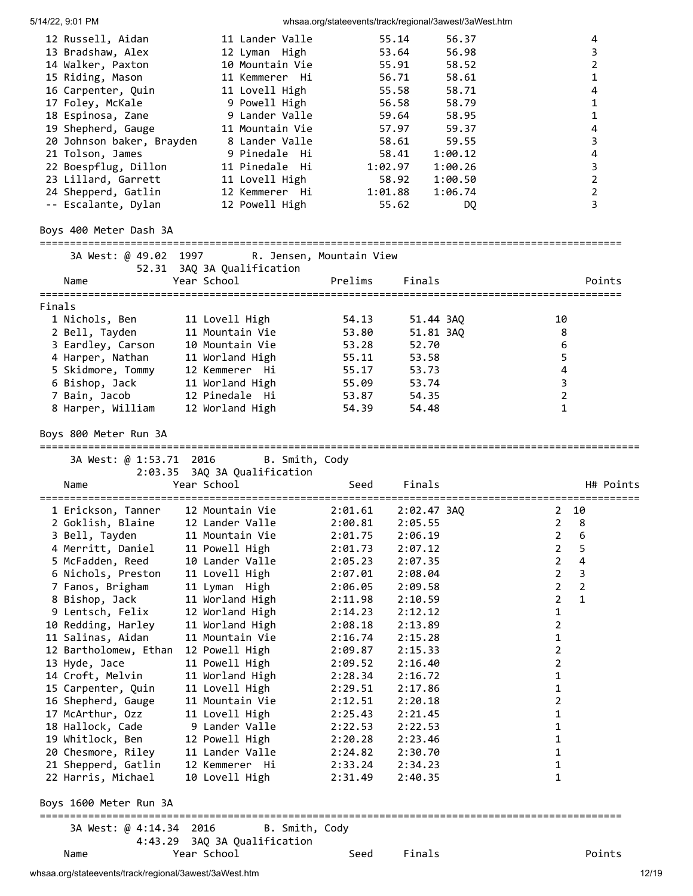| Place | Name | Year | School | Prelims | Finals | H# |
|---|---|---|---|---|---|---|
| 12 | Russell, Aidan | 11 | Lander Valle | 55.14 | 56.37 | 4 |
| 13 | Bradshaw, Alex | 12 | Lyman High | 53.64 | 56.98 | 3 |
| 14 | Walker, Paxton | 10 | Mountain Vie | 55.91 | 58.52 | 2 |
| 15 | Riding, Mason | 11 | Kemmerer Hi | 56.71 | 58.61 | 1 |
| 16 | Carpenter, Quin | 11 | Lovell High | 55.58 | 58.71 | 4 |
| 17 | Foley, McKale | 9 | Powell High | 56.58 | 58.79 | 1 |
| 18 | Espinosa, Zane | 9 | Lander Valle | 59.64 | 58.95 | 1 |
| 19 | Shepherd, Gauge | 11 | Mountain Vie | 57.97 | 59.37 | 4 |
| 20 | Johnson baker, Brayden | 8 | Lander Valle | 58.61 | 59.55 | 3 |
| 21 | Tolson, James | 9 | Pinedale Hi | 58.41 | 1:00.12 | 4 |
| 22 | Boespflug, Dillon | 11 | Pinedale Hi | 1:02.97 | 1:00.26 | 3 |
| 23 | Lillard, Garrett | 11 | Lovell High | 58.92 | 1:00.50 | 2 |
| 24 | Shepperd, Gatlin | 12 | Kemmerer Hi | 1:01.88 | 1:06.74 | 2 |
| -- | Escalante, Dylan | 12 | Powell High | 55.62 | DQ | 3 |

## Boys 400 Meter Dash 3A

3A West: @ 49.02 1997 R. Jensen, Mountain View
52.31 3AQ 3A Qualification

**Finals**

| Place | Name | Year | School | Prelims | Finals | | Points |
|---|---|---|---|---|---|---|---|
| 1 | Nichols, Ben | 11 | Lovell High | 54.13 | 51.44 | 3AQ | 10 |
| 2 | Bell, Tayden | 11 | Mountain Vie | 53.80 | 51.81 | 3AQ | 8 |
| 3 | Eardley, Carson | 10 | Mountain Vie | 53.28 | 52.70 | | 6 |
| 4 | Harper, Nathan | 11 | Worland High | 55.11 | 53.58 | | 5 |
| 5 | Skidmore, Tommy | 12 | Kemmerer Hi | 55.17 | 53.73 | | 4 |
| 6 | Bishop, Jack | 11 | Worland High | 55.09 | 53.74 | | 3 |
| 7 | Bain, Jacob | 12 | Pinedale Hi | 53.87 | 54.35 | | 2 |
| 8 | Harper, William | 12 | Worland High | 54.39 | 54.48 | | 1 |

## Boys 800 Meter Run 3A

3A West: @ 1:53.71 2016 B. Smith, Cody
2:03.35 3AQ 3A Qualification

| Place | Name | Year | School | Seed | Finals | | H# | Points |
|---|---|---|---|---|---|---|---|---|
| 1 | Erickson, Tanner | 12 | Mountain Vie | 2:01.61 | 2:02.47 | 3AQ | 2 | 10 |
| 2 | Goklish, Blaine | 12 | Lander Valle | 2:00.81 | 2:05.55 | | 2 | 8 |
| 3 | Bell, Tayden | 11 | Mountain Vie | 2:01.75 | 2:06.19 | | 2 | 6 |
| 4 | Merritt, Daniel | 11 | Powell High | 2:01.73 | 2:07.12 | | 2 | 5 |
| 5 | McFadden, Reed | 10 | Lander Valle | 2:05.23 | 2:07.35 | | 2 | 4 |
| 6 | Nichols, Preston | 11 | Lovell High | 2:07.01 | 2:08.04 | | 2 | 3 |
| 7 | Fanos, Brigham | 11 | Lyman High | 2:06.05 | 2:09.58 | | 2 | 2 |
| 8 | Bishop, Jack | 11 | Worland High | 2:11.98 | 2:10.59 | | 2 | 1 |
| 9 | Lentsch, Felix | 12 | Worland High | 2:14.23 | 2:12.12 | | 1 | |
| 10 | Redding, Harley | 11 | Worland High | 2:08.18 | 2:13.89 | | 2 | |
| 11 | Salinas, Aidan | 11 | Mountain Vie | 2:16.74 | 2:15.28 | | 1 | |
| 12 | Bartholomew, Ethan | 12 | Powell High | 2:09.87 | 2:15.33 | | 2 | |
| 13 | Hyde, Jace | 11 | Powell High | 2:09.52 | 2:16.40 | | 2 | |
| 14 | Croft, Melvin | 11 | Worland High | 2:28.34 | 2:16.72 | | 1 | |
| 15 | Carpenter, Quin | 11 | Lovell High | 2:29.51 | 2:17.86 | | 1 | |
| 16 | Shepherd, Gauge | 11 | Mountain Vie | 2:12.51 | 2:20.18 | | 2 | |
| 17 | McArthur, Ozz | 11 | Lovell High | 2:25.43 | 2:21.45 | | 1 | |
| 18 | Hallock, Cade | 9 | Lander Valle | 2:22.53 | 2:22.53 | | 1 | |
| 19 | Whitlock, Ben | 12 | Powell High | 2:20.28 | 2:23.46 | | 1 | |
| 20 | Chesmore, Riley | 11 | Lander Valle | 2:24.82 | 2:30.70 | | 1 | |
| 21 | Shepperd, Gatlin | 12 | Kemmerer Hi | 2:33.24 | 2:34.23 | | 1 | |
| 22 | Harris, Michael | 10 | Lovell High | 2:31.49 | 2:40.35 | | 1 | |

## Boys 1600 Meter Run 3A

3A West: @ 4:14.34 2016 B. Smith, Cody
4:43.29 3AQ 3A Qualification

| Name | Year | School | Seed | Finals | Points |
|---|---|---|---|---|---|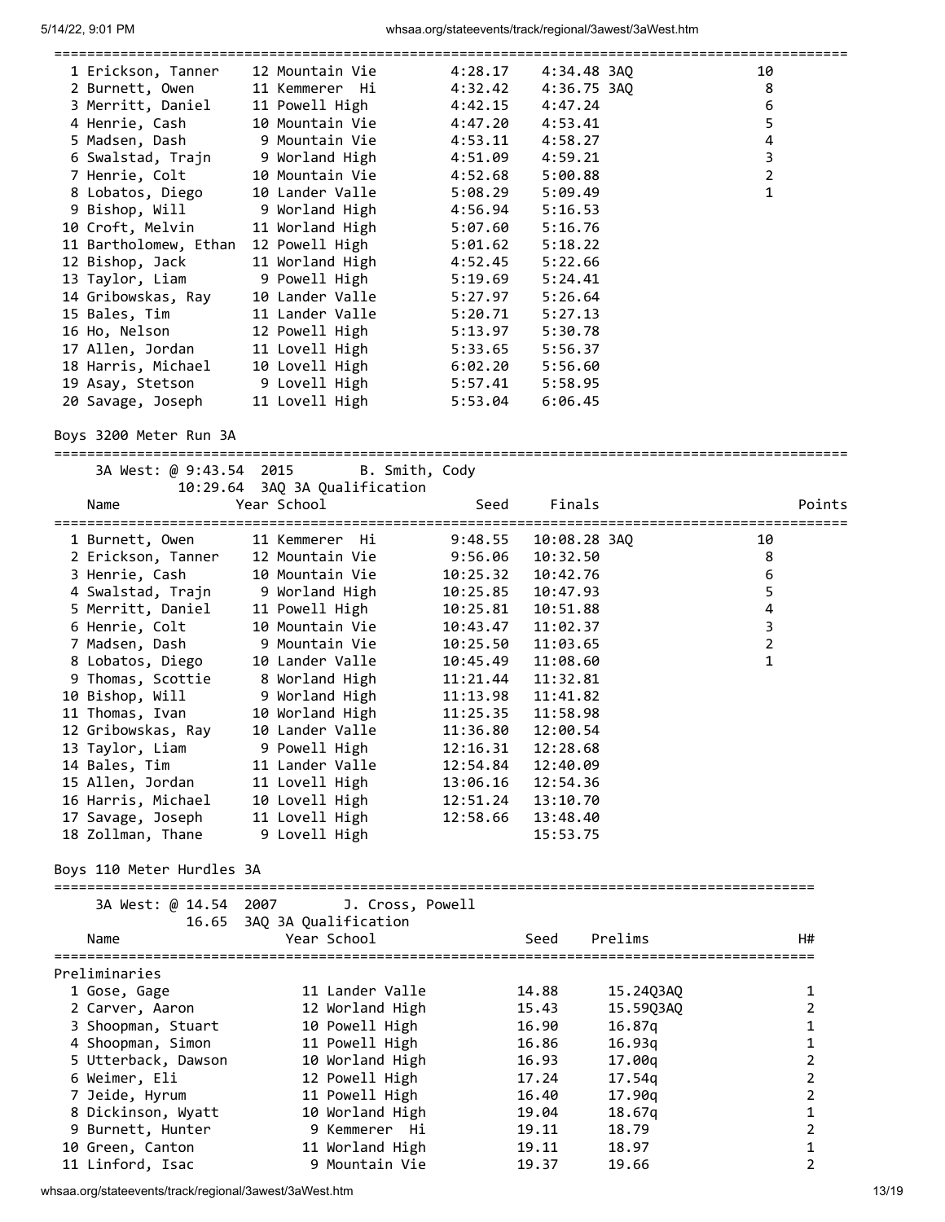| Place | Name | Year | School | Seed | Finals | | Points |
|---|---|---|---|---|---|---|---|
| 1 | Erickson, Tanner | 12 | Mountain Vie | 4:28.17 | 4:34.48 | 3AQ | 10 |
| 2 | Burnett, Owen | 11 | Kemmerer Hi | 4:32.42 | 4:36.75 | 3AQ | 8 |
| 3 | Merritt, Daniel | 11 | Powell High | 4:42.15 | 4:47.24 | | 6 |
| 4 | Henrie, Cash | 10 | Mountain Vie | 4:47.20 | 4:53.41 | | 5 |
| 5 | Madsen, Dash | 9 | Mountain Vie | 4:53.11 | 4:58.27 | | 4 |
| 6 | Swalstad, Trajn | 9 | Worland High | 4:51.09 | 4:59.21 | | 3 |
| 7 | Henrie, Colt | 10 | Mountain Vie | 4:52.68 | 5:00.88 | | 2 |
| 8 | Lobatos, Diego | 10 | Lander Valle | 5:08.29 | 5:09.49 | | 1 |
| 9 | Bishop, Will | 9 | Worland High | 4:56.94 | 5:16.53 | | |
| 10 | Croft, Melvin | 11 | Worland High | 5:07.60 | 5:16.76 | | |
| 11 | Bartholomew, Ethan | 12 | Powell High | 5:01.62 | 5:18.22 | | |
| 12 | Bishop, Jack | 11 | Worland High | 4:52.45 | 5:22.66 | | |
| 13 | Taylor, Liam | 9 | Powell High | 5:19.69 | 5:24.41 | | |
| 14 | Gribowskas, Ray | 10 | Lander Valle | 5:27.97 | 5:26.64 | | |
| 15 | Bales, Tim | 11 | Lander Valle | 5:20.71 | 5:27.13 | | |
| 16 | Ho, Nelson | 12 | Powell High | 5:13.97 | 5:30.78 | | |
| 17 | Allen, Jordan | 11 | Lovell High | 5:33.65 | 5:56.37 | | |
| 18 | Harris, Michael | 10 | Lovell High | 6:02.20 | 5:56.60 | | |
| 19 | Asay, Stetson | 9 | Lovell High | 5:57.41 | 5:58.95 | | |
| 20 | Savage, Joseph | 11 | Lovell High | 5:53.04 | 6:06.45 | | |

## Boys 3200 Meter Run 3A

3A West: @ 9:43.54 2015 B. Smith, Cody
10:29.64 3AQ 3A Qualification

| Place | Name | Year | School | Seed | Finals | | Points |
|---|---|---|---|---|---|---|---|
| 1 | Burnett, Owen | 11 | Kemmerer Hi | 9:48.55 | 10:08.28 | 3AQ | 10 |
| 2 | Erickson, Tanner | 12 | Mountain Vie | 9:56.06 | 10:32.50 | | 8 |
| 3 | Henrie, Cash | 10 | Mountain Vie | 10:25.32 | 10:42.76 | | 6 |
| 4 | Swalstad, Trajn | 9 | Worland High | 10:25.85 | 10:47.93 | | 5 |
| 5 | Merritt, Daniel | 11 | Powell High | 10:25.81 | 10:51.88 | | 4 |
| 6 | Henrie, Colt | 10 | Mountain Vie | 10:43.47 | 11:02.37 | | 3 |
| 7 | Madsen, Dash | 9 | Mountain Vie | 10:25.50 | 11:03.65 | | 2 |
| 8 | Lobatos, Diego | 10 | Lander Valle | 10:45.49 | 11:08.60 | | 1 |
| 9 | Thomas, Scottie | 8 | Worland High | 11:21.44 | 11:32.81 | | |
| 10 | Bishop, Will | 9 | Worland High | 11:13.98 | 11:41.82 | | |
| 11 | Thomas, Ivan | 10 | Worland High | 11:25.35 | 11:58.98 | | |
| 12 | Gribowskas, Ray | 10 | Lander Valle | 11:36.80 | 12:00.54 | | |
| 13 | Taylor, Liam | 9 | Powell High | 12:16.31 | 12:28.68 | | |
| 14 | Bales, Tim | 11 | Lander Valle | 12:54.84 | 12:40.09 | | |
| 15 | Allen, Jordan | 11 | Lovell High | 13:06.16 | 12:54.36 | | |
| 16 | Harris, Michael | 10 | Lovell High | 12:51.24 | 13:10.70 | | |
| 17 | Savage, Joseph | 11 | Lovell High | 12:58.66 | 13:48.40 | | |
| 18 | Zollman, Thane | 9 | Lovell High | | 15:53.75 | | |

## Boys 110 Meter Hurdles 3A

3A West: @ 14.54 2007 J. Cross, Powell
16.65 3AQ 3A Qualification

Preliminaries

| Place | Name | Year | School | Seed | Prelims | | H# |
|---|---|---|---|---|---|---|---|
| 1 | Gose, Gage | 11 | Lander Valle | 14.88 | 15.24 | Q3AQ | 1 |
| 2 | Carver, Aaron | 12 | Worland High | 15.43 | 15.59 | Q3AQ | 2 |
| 3 | Shoopman, Stuart | 10 | Powell High | 16.90 | 16.87 | q | 1 |
| 4 | Shoopman, Simon | 11 | Powell High | 16.86 | 16.93 | q | 1 |
| 5 | Utterback, Dawson | 10 | Worland High | 16.93 | 17.00 | q | 2 |
| 6 | Weimer, Eli | 12 | Powell High | 17.24 | 17.54 | q | 2 |
| 7 | Jeide, Hyrum | 11 | Powell High | 16.40 | 17.90 | q | 2 |
| 8 | Dickinson, Wyatt | 10 | Worland High | 19.04 | 18.67 | q | 1 |
| 9 | Burnett, Hunter | 9 | Kemmerer Hi | 19.11 | 18.79 | | 2 |
| 10 | Green, Canton | 11 | Worland High | 19.11 | 18.97 | | 1 |
| 11 | Linford, Isac | 9 | Mountain Vie | 19.37 | 19.66 | | 2 |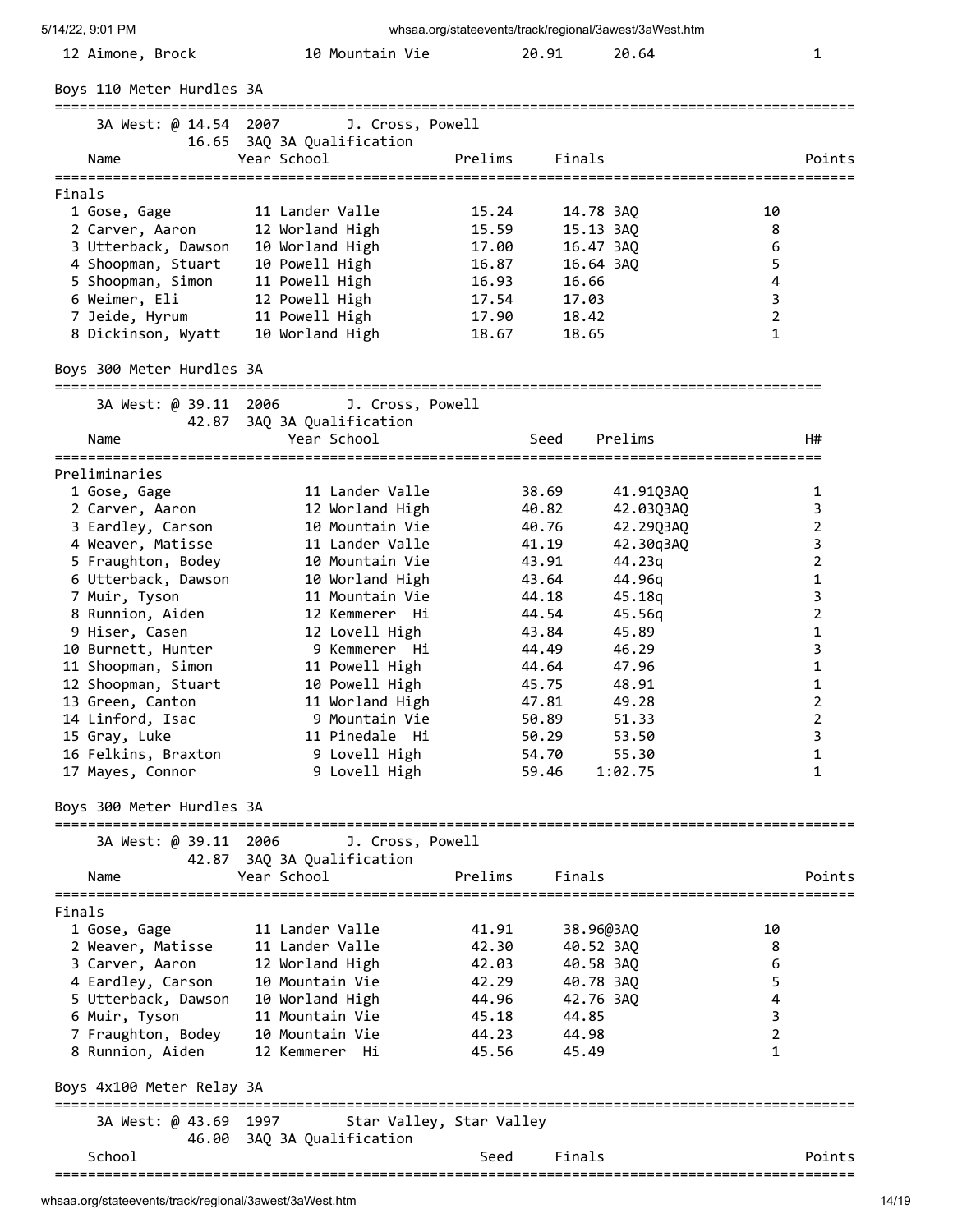| 12 Aimone, Brock | 10 Mountain Vie | 20.91 | 20.64 | 1 |
|---|---|---|---|---|

## Boys 110 Meter Hurdles 3A

3A West: @ 14.54 2007 J. Cross, Powell
16.65 3AQ 3A Qualification

| Name | Year School | Prelims | Finals | Points |
|---|---|---|---|---|
| **Finals** | | | | |
| 1 Gose, Gage | 11 Lander Valle | 15.24 | 14.78 3AQ | 10 |
| 2 Carver, Aaron | 12 Worland High | 15.59 | 15.13 3AQ | 8 |
| 3 Utterback, Dawson | 10 Worland High | 17.00 | 16.47 3AQ | 6 |
| 4 Shoopman, Stuart | 10 Powell High | 16.87 | 16.64 3AQ | 5 |
| 5 Shoopman, Simon | 11 Powell High | 16.93 | 16.66 | 4 |
| 6 Weimer, Eli | 12 Powell High | 17.54 | 17.03 | 3 |
| 7 Jeide, Hyrum | 11 Powell High | 17.90 | 18.42 | 2 |
| 8 Dickinson, Wyatt | 10 Worland High | 18.67 | 18.65 | 1 |

## Boys 300 Meter Hurdles 3A

3A West: @ 39.11 2006 J. Cross, Powell
42.87 3AQ 3A Qualification

| Name | Year School | Seed | Prelims | H# |
|---|---|---|---|---|
| **Preliminaries** | | | | |
| 1 Gose, Gage | 11 Lander Valle | 38.69 | 41.91Q3AQ | 1 |
| 2 Carver, Aaron | 12 Worland High | 40.82 | 42.03Q3AQ | 3 |
| 3 Eardley, Carson | 10 Mountain Vie | 40.76 | 42.29Q3AQ | 2 |
| 4 Weaver, Matisse | 11 Lander Valle | 41.19 | 42.30q3AQ | 3 |
| 5 Fraughton, Bodey | 10 Mountain Vie | 43.91 | 44.23q | 2 |
| 6 Utterback, Dawson | 10 Worland High | 43.64 | 44.96q | 1 |
| 7 Muir, Tyson | 11 Mountain Vie | 44.18 | 45.18q | 3 |
| 8 Runnion, Aiden | 12 Kemmerer Hi | 44.54 | 45.56q | 2 |
| 9 Hiser, Casen | 12 Lovell High | 43.84 | 45.89 | 1 |
| 10 Burnett, Hunter | 9 Kemmerer Hi | 44.49 | 46.29 | 3 |
| 11 Shoopman, Simon | 11 Powell High | 44.64 | 47.96 | 1 |
| 12 Shoopman, Stuart | 10 Powell High | 45.75 | 48.91 | 1 |
| 13 Green, Canton | 11 Worland High | 47.81 | 49.28 | 2 |
| 14 Linford, Isac | 9 Mountain Vie | 50.89 | 51.33 | 2 |
| 15 Gray, Luke | 11 Pinedale Hi | 50.29 | 53.50 | 3 |
| 16 Felkins, Braxton | 9 Lovell High | 54.70 | 55.30 | 1 |
| 17 Mayes, Connor | 9 Lovell High | 59.46 | 1:02.75 | 1 |

## Boys 300 Meter Hurdles 3A

3A West: @ 39.11 2006 J. Cross, Powell
42.87 3AQ 3A Qualification

| Name | Year School | Prelims | Finals | Points |
|---|---|---|---|---|
| **Finals** | | | | |
| 1 Gose, Gage | 11 Lander Valle | 41.91 | 38.96@3AQ | 10 |
| 2 Weaver, Matisse | 11 Lander Valle | 42.30 | 40.52 3AQ | 8 |
| 3 Carver, Aaron | 12 Worland High | 42.03 | 40.58 3AQ | 6 |
| 4 Eardley, Carson | 10 Mountain Vie | 42.29 | 40.78 3AQ | 5 |
| 5 Utterback, Dawson | 10 Worland High | 44.96 | 42.76 3AQ | 4 |
| 6 Muir, Tyson | 11 Mountain Vie | 45.18 | 44.85 | 3 |
| 7 Fraughton, Bodey | 10 Mountain Vie | 44.23 | 44.98 | 2 |
| 8 Runnion, Aiden | 12 Kemmerer Hi | 45.56 | 45.49 | 1 |

## Boys 4x100 Meter Relay 3A

3A West: @ 43.69 1997 Star Valley, Star Valley
46.00 3AQ 3A Qualification

| School | Seed | Finals | Points |
|---|---|---|---|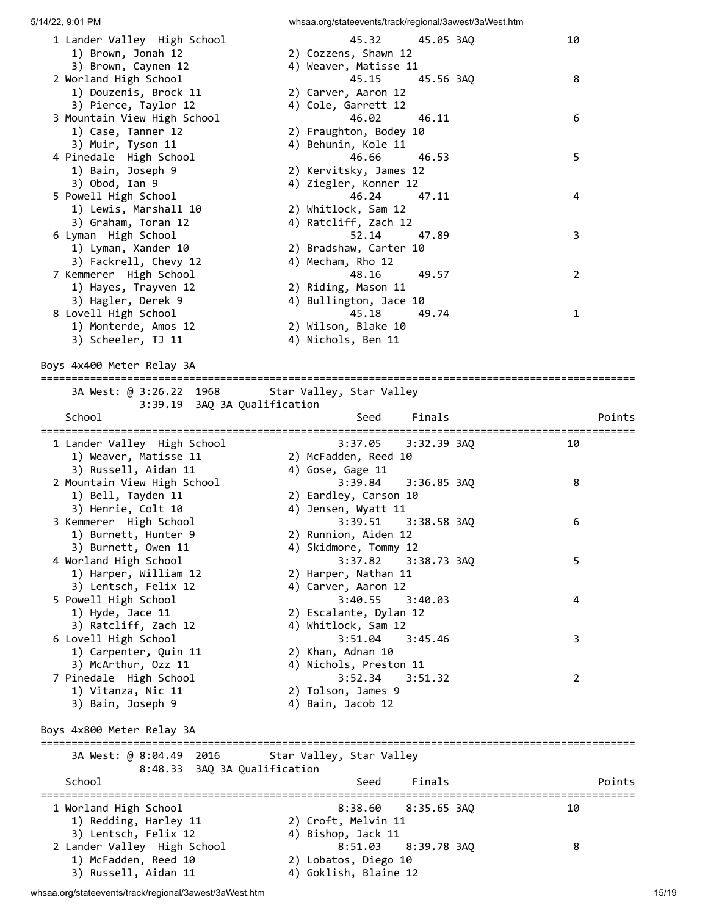| Place | School | Seed | Finals | Qual | Points |
|---|---|---|---|---|---|
| 1 | Lander Valley High School | 45.32 | 45.05 | 3AQ | 10 |
| | 1) Brown, Jonah 12; 2) Cozzens, Shawn 12; 3) Brown, Caynen 12; 4) Weaver, Matisse 11 | | | | |
| 2 | Worland High School | 45.15 | 45.56 | 3AQ | 8 |
| | 1) Douzenis, Brock 11; 2) Carver, Aaron 12; 3) Pierce, Taylor 12; 4) Cole, Garrett 12 | | | | |
| 3 | Mountain View High School | 46.02 | 46.11 | | 6 |
| | 1) Case, Tanner 12; 2) Fraughton, Bodey 10; 3) Muir, Tyson 11; 4) Behunin, Kole 11 | | | | |
| 4 | Pinedale High School | 46.66 | 46.53 | | 5 |
| | 1) Bain, Joseph 9; 2) Kervitsky, James 12; 3) Obod, Ian 9; 4) Ziegler, Konner 12 | | | | |
| 5 | Powell High School | 46.24 | 47.11 | | 4 |
| | 1) Lewis, Marshall 10; 2) Whitlock, Sam 12; 3) Graham, Toran 12; 4) Ratcliff, Zach 12 | | | | |
| 6 | Lyman High School | 52.14 | 47.89 | | 3 |
| | 1) Lyman, Xander 10; 2) Bradshaw, Carter 10; 3) Fackrell, Chevy 12; 4) Mecham, Rho 12 | | | | |
| 7 | Kemmerer High School | 48.16 | 49.57 | | 2 |
| | 1) Hayes, Trayven 12; 2) Riding, Mason 11; 3) Hagler, Derek 9; 4) Bullington, Jace 10 | | | | |
| 8 | Lovell High School | 45.18 | 49.74 | | 1 |
| | 1) Monterde, Amos 12; 2) Wilson, Blake 10; 3) Scheeler, TJ 11; 4) Nichols, Ben 11 | | | | |

## Boys 4x400 Meter Relay 3A

3A West: @ 3:26.22 1968 Star Valley, Star Valley
3:39.19 3AQ 3A Qualification

| Place | School | Seed | Finals | Qual | Points |
|---|---|---|---|---|---|
| 1 | Lander Valley High School | 3:37.05 | 3:32.39 | 3AQ | 10 |
| | 1) Weaver, Matisse 11; 2) McFadden, Reed 10; 3) Russell, Aidan 11; 4) Gose, Gage 11 | | | | |
| 2 | Mountain View High School | 3:39.84 | 3:36.85 | 3AQ | 8 |
| | 1) Bell, Tayden 11; 2) Eardley, Carson 10; 3) Henrie, Colt 10; 4) Jensen, Wyatt 11 | | | | |
| 3 | Kemmerer High School | 3:39.51 | 3:38.58 | 3AQ | 6 |
| | 1) Burnett, Hunter 9; 2) Runnion, Aiden 12; 3) Burnett, Owen 11; 4) Skidmore, Tommy 12 | | | | |
| 4 | Worland High School | 3:37.82 | 3:38.73 | 3AQ | 5 |
| | 1) Harper, William 12; 2) Harper, Nathan 11; 3) Lentsch, Felix 12; 4) Carver, Aaron 12 | | | | |
| 5 | Powell High School | 3:40.55 | 3:40.03 | | 4 |
| | 1) Hyde, Jace 11; 2) Escalante, Dylan 12; 3) Ratcliff, Zach 12; 4) Whitlock, Sam 12 | | | | |
| 6 | Lovell High School | 3:51.04 | 3:45.46 | | 3 |
| | 1) Carpenter, Quin 11; 2) Khan, Adnan 10; 3) McArthur, Ozz 11; 4) Nichols, Preston 11 | | | | |
| 7 | Pinedale High School | 3:52.34 | 3:51.32 | | 2 |
| | 1) Vitanza, Nic 11; 2) Tolson, James 9; 3) Bain, Joseph 9; 4) Bain, Jacob 12 | | | | |

## Boys 4x800 Meter Relay 3A

3A West: @ 8:04.49 2016 Star Valley, Star Valley
8:48.33 3AQ 3A Qualification

| Place | School | Seed | Finals | Qual | Points |
|---|---|---|---|---|---|
| 1 | Worland High School | 8:38.60 | 8:35.65 | 3AQ | 10 |
| | 1) Redding, Harley 11; 2) Croft, Melvin 11; 3) Lentsch, Felix 12; 4) Bishop, Jack 11 | | | | |
| 2 | Lander Valley High School | 8:51.03 | 8:39.78 | 3AQ | 8 |
| | 1) McFadden, Reed 10; 2) Lobatos, Diego 10; 3) Russell, Aidan 11; 4) Goklish, Blaine 12 | | | | |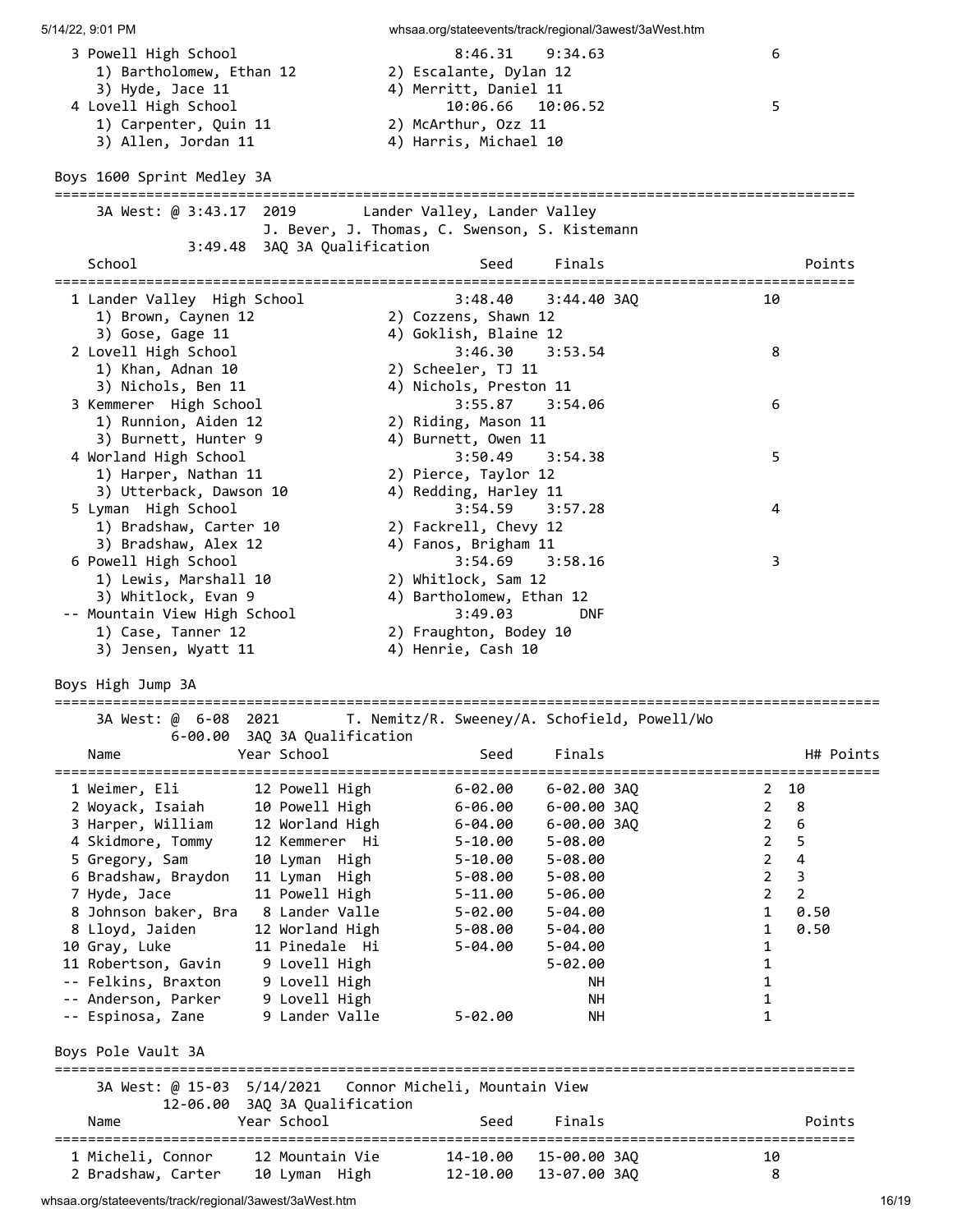| School | Seed | Finals | Points |
|---|---|---|---|
| 3 Powell High School | 8:46.31 | 9:34.63 | 6 |
| 1) Bartholomew, Ethan 12 2) Escalante, Dylan 12 3) Hyde, Jace 11 4) Merritt, Daniel 11 | | | |
| 4 Lovell High School | 10:06.66 | 10:06.52 | 5 |
| 1) Carpenter, Quin 11 2) McArthur, Ozz 11 3) Allen, Jordan 11 4) Harris, Michael 10 | | | |

## Boys 1600 Sprint Medley 3A

3A West: @ 3:43.17 2019 Lander Valley, Lander Valley
J. Bever, J. Thomas, C. Swenson, S. Kistemann
3:49.48 3AQ 3A Qualification

| School | Seed | Finals | Points |
|---|---|---|---|
| 1 Lander Valley High School | 3:48.40 | 3:44.40 3AQ | 10 |
| 1) Brown, Caynen 12 2) Cozzens, Shawn 12 3) Gose, Gage 11 4) Goklish, Blaine 12 | | | |
| 2 Lovell High School | 3:46.30 | 3:53.54 | 8 |
| 1) Khan, Adnan 10 2) Scheeler, TJ 11 3) Nichols, Ben 11 4) Nichols, Preston 11 | | | |
| 3 Kemmerer High School | 3:55.87 | 3:54.06 | 6 |
| 1) Runnion, Aiden 12 2) Riding, Mason 11 3) Burnett, Hunter 9 4) Burnett, Owen 11 | | | |
| 4 Worland High School | 3:50.49 | 3:54.38 | 5 |
| 1) Harper, Nathan 11 2) Pierce, Taylor 12 3) Utterback, Dawson 10 4) Redding, Harley 11 | | | |
| 5 Lyman High School | 3:54.59 | 3:57.28 | 4 |
| 1) Bradshaw, Carter 10 2) Fackrell, Chevy 12 3) Bradshaw, Alex 12 4) Fanos, Brigham 11 | | | |
| 6 Powell High School | 3:54.69 | 3:58.16 | 3 |
| 1) Lewis, Marshall 10 2) Whitlock, Sam 12 3) Whitlock, Evan 9 4) Bartholomew, Ethan 12 | | | |
| -- Mountain View High School | 3:49.03 | DNF | |
| 1) Case, Tanner 12 2) Fraughton, Bodey 10 3) Jensen, Wyatt 11 4) Henrie, Cash 10 | | | |

## Boys High Jump 3A

3A West: @ 6-08 2021 T. Nemitz/R. Sweeney/A. Schofield, Powell/Wo
6-00.00 3AQ 3A Qualification

| Name | Year | School | Seed | Finals | H# | Points |
|---|---|---|---|---|---|---|
| 1 Weimer, Eli | 12 | Powell High | 6-02.00 | 6-02.00 3AQ | 2 | 10 |
| 2 Woyack, Isaiah | 10 | Powell High | 6-06.00 | 6-00.00 3AQ | 2 | 8 |
| 3 Harper, William | 12 | Worland High | 6-04.00 | 6-00.00 3AQ | 2 | 6 |
| 4 Skidmore, Tommy | 12 | Kemmerer Hi | 5-10.00 | 5-08.00 | 2 | 5 |
| 5 Gregory, Sam | 10 | Lyman High | 5-10.00 | 5-08.00 | 2 | 4 |
| 6 Bradshaw, Braydon | 11 | Lyman High | 5-08.00 | 5-08.00 | 2 | 3 |
| 7 Hyde, Jace | 11 | Powell High | 5-11.00 | 5-06.00 | 2 | 2 |
| 8 Johnson baker, Bra | 8 | Lander Valle | 5-02.00 | 5-04.00 | 1 | 0.50 |
| 8 Lloyd, Jaiden | 12 | Worland High | 5-08.00 | 5-04.00 | 1 | 0.50 |
| 10 Gray, Luke | 11 | Pinedale Hi | 5-04.00 | 5-04.00 | 1 | |
| 11 Robertson, Gavin | 9 | Lovell High | | 5-02.00 | 1 | |
| -- Felkins, Braxton | 9 | Lovell High | | NH | 1 | |
| -- Anderson, Parker | 9 | Lovell High | | NH | 1 | |
| -- Espinosa, Zane | 9 | Lander Valle | 5-02.00 | NH | 1 | |

## Boys Pole Vault 3A

3A West: @ 15-03 5/14/2021 Connor Micheli, Mountain View
12-06.00 3AQ 3A Qualification

| Name | Year | School | Seed | Finals | Points |
|---|---|---|---|---|---|
| 1 Micheli, Connor | 12 | Mountain Vie | 14-10.00 | 15-00.00 3AQ | 10 |
| 2 Bradshaw, Carter | 10 | Lyman High | 12-10.00 | 13-07.00 3AQ | 8 |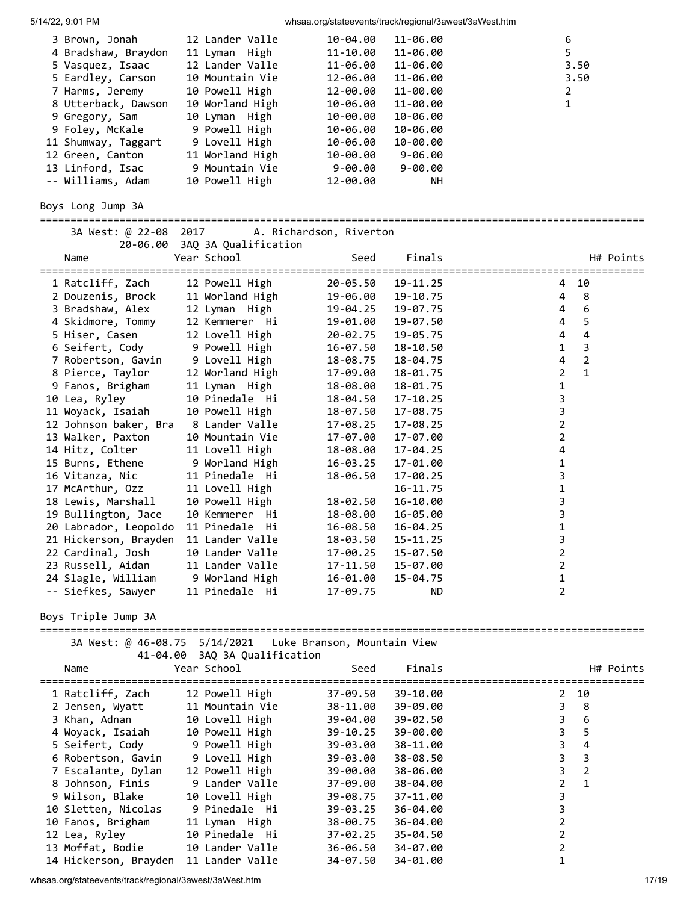| Place | Name | Year | School | Seed | Finals | Points |
|---|---|---|---|---|---|---|
| 3 | Brown, Jonah | 12 | Lander Valle | 10-04.00 | 11-06.00 | 6 |
| 4 | Bradshaw, Braydon | 11 | Lyman High | 11-10.00 | 11-06.00 | 5 |
| 5 | Vasquez, Isaac | 12 | Lander Valle | 11-06.00 | 11-06.00 | 3.50 |
| 5 | Eardley, Carson | 10 | Mountain Vie | 12-06.00 | 11-06.00 | 3.50 |
| 7 | Harms, Jeremy | 10 | Powell High | 12-00.00 | 11-00.00 | 2 |
| 8 | Utterback, Dawson | 10 | Worland High | 10-06.00 | 11-00.00 | 1 |
| 9 | Gregory, Sam | 10 | Lyman High | 10-00.00 | 10-06.00 | |
| 9 | Foley, McKale | 9 | Powell High | 10-06.00 | 10-06.00 | |
| 11 | Shumway, Taggart | 9 | Lovell High | 10-06.00 | 10-00.00 | |
| 12 | Green, Canton | 11 | Worland High | 10-00.00 | 9-06.00 | |
| 13 | Linford, Isac | 9 | Mountain Vie | 9-00.00 | 9-00.00 | |
| -- | Williams, Adam | 10 | Powell High | 12-00.00 | NH | |

## Boys Long Jump 3A

3A West: @ 22-08 2017 A. Richardson, Riverton
20-06.00 3AQ 3A Qualification

| Place | Name | Year | School | Seed | Finals | H# | Points |
|---|---|---|---|---|---|---|---|
| 1 | Ratcliff, Zach | 12 | Powell High | 20-05.50 | 19-11.25 | 4 | 10 |
| 2 | Douzenis, Brock | 11 | Worland High | 19-06.00 | 19-10.75 | 4 | 8 |
| 3 | Bradshaw, Alex | 12 | Lyman High | 19-04.25 | 19-07.75 | 4 | 6 |
| 4 | Skidmore, Tommy | 12 | Kemmerer Hi | 19-01.00 | 19-07.50 | 4 | 5 |
| 5 | Hiser, Casen | 12 | Lovell High | 20-02.75 | 19-05.75 | 4 | 4 |
| 6 | Seifert, Cody | 9 | Powell High | 16-07.50 | 18-10.50 | 1 | 3 |
| 7 | Robertson, Gavin | 9 | Lovell High | 18-08.75 | 18-04.75 | 4 | 2 |
| 8 | Pierce, Taylor | 12 | Worland High | 17-09.00 | 18-01.75 | 2 | 1 |
| 9 | Fanos, Brigham | 11 | Lyman High | 18-08.00 | 18-01.75 | 1 | |
| 10 | Lea, Ryley | 10 | Pinedale Hi | 18-04.50 | 17-10.25 | 3 | |
| 11 | Woyack, Isaiah | 10 | Powell High | 18-07.50 | 17-08.75 | 3 | |
| 12 | Johnson baker, Bra | 8 | Lander Valle | 17-08.25 | 17-08.25 | 2 | |
| 13 | Walker, Paxton | 10 | Mountain Vie | 17-07.00 | 17-07.00 | 2 | |
| 14 | Hitz, Colter | 11 | Lovell High | 18-08.00 | 17-04.25 | 4 | |
| 15 | Burns, Ethene | 9 | Worland High | 16-03.25 | 17-01.00 | 1 | |
| 16 | Vitanza, Nic | 11 | Pinedale Hi | 18-06.50 | 17-00.25 | 3 | |
| 17 | McArthur, Ozz | 11 | Lovell High | | 16-11.75 | 1 | |
| 18 | Lewis, Marshall | 10 | Powell High | 18-02.50 | 16-10.00 | 3 | |
| 19 | Bullington, Jace | 10 | Kemmerer Hi | 18-08.00 | 16-05.00 | 3 | |
| 20 | Labrador, Leopoldo | 11 | Pinedale Hi | 16-08.50 | 16-04.25 | 1 | |
| 21 | Hickerson, Brayden | 11 | Lander Valle | 18-03.50 | 15-11.25 | 3 | |
| 22 | Cardinal, Josh | 10 | Lander Valle | 17-00.25 | 15-07.50 | 2 | |
| 23 | Russell, Aidan | 11 | Lander Valle | 17-11.50 | 15-07.00 | 2 | |
| 24 | Slagle, William | 9 | Worland High | 16-01.00 | 15-04.75 | 1 | |
| -- | Siefkes, Sawyer | 11 | Pinedale Hi | 17-09.75 | ND | 2 | |

## Boys Triple Jump 3A

3A West: @ 46-08.75 5/14/2021 Luke Branson, Mountain View
41-04.00 3AQ 3A Qualification

| Place | Name | Year | School | Seed | Finals | H# | Points |
|---|---|---|---|---|---|---|---|
| 1 | Ratcliff, Zach | 12 | Powell High | 37-09.50 | 39-10.00 | 2 | 10 |
| 2 | Jensen, Wyatt | 11 | Mountain Vie | 38-11.00 | 39-09.00 | 3 | 8 |
| 3 | Khan, Adnan | 10 | Lovell High | 39-04.00 | 39-02.50 | 3 | 6 |
| 4 | Woyack, Isaiah | 10 | Powell High | 39-10.25 | 39-00.00 | 3 | 5 |
| 5 | Seifert, Cody | 9 | Powell High | 39-03.00 | 38-11.00 | 3 | 4 |
| 6 | Robertson, Gavin | 9 | Lovell High | 39-03.00 | 38-08.50 | 3 | 3 |
| 7 | Escalante, Dylan | 12 | Powell High | 39-00.00 | 38-06.00 | 3 | 2 |
| 8 | Johnson, Finis | 9 | Lander Valle | 37-09.00 | 38-04.00 | 2 | 1 |
| 9 | Wilson, Blake | 10 | Lovell High | 39-08.75 | 37-11.00 | 3 | |
| 10 | Sletten, Nicolas | 9 | Pinedale Hi | 39-03.25 | 36-04.00 | 3 | |
| 10 | Fanos, Brigham | 11 | Lyman High | 38-00.75 | 36-04.00 | 2 | |
| 12 | Lea, Ryley | 10 | Pinedale Hi | 37-02.25 | 35-04.50 | 2 | |
| 13 | Moffat, Bodie | 10 | Lander Valle | 36-06.50 | 34-07.00 | 2 | |
| 14 | Hickerson, Brayden | 11 | Lander Valle | 34-07.50 | 34-01.00 | 1 | |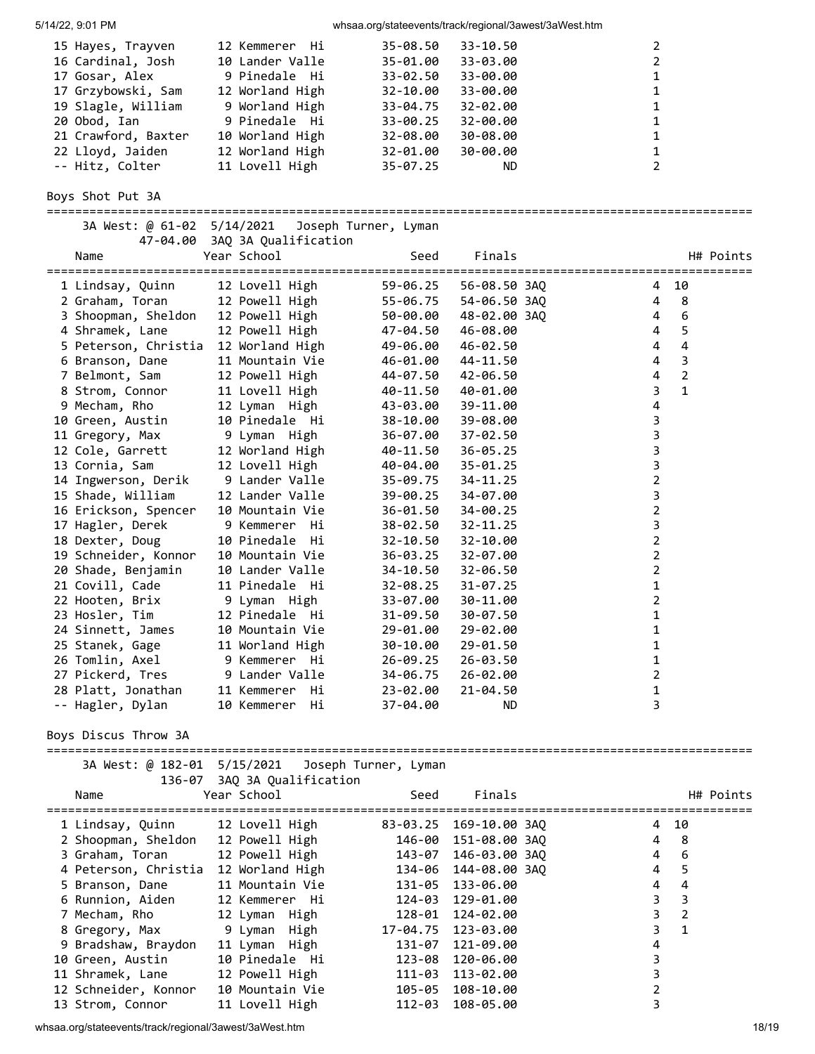| Place | Name | Year | School | Seed | Finals | H# | Points |
|---|---|---|---|---|---|---|---|
| 15 | Hayes, Trayven | 12 | Kemmerer Hi | 35-08.50 | 33-10.50 | 2 | |
| 16 | Cardinal, Josh | 10 | Lander Valle | 35-01.00 | 33-03.00 | 2 | |
| 17 | Gosar, Alex | 9 | Pinedale Hi | 33-02.50 | 33-00.00 | 1 | |
| 17 | Grzybowski, Sam | 12 | Worland High | 32-10.00 | 33-00.00 | 1 | |
| 19 | Slagle, William | 9 | Worland High | 33-04.75 | 32-02.00 | 1 | |
| 20 | Obod, Ian | 9 | Pinedale Hi | 33-00.25 | 32-00.00 | 1 | |
| 21 | Crawford, Baxter | 10 | Worland High | 32-08.00 | 30-08.00 | 1 | |
| 22 | Lloyd, Jaiden | 12 | Worland High | 32-01.00 | 30-00.00 | 1 | |
| -- | Hitz, Colter | 11 | Lovell High | 35-07.25 | ND | 2 | |

## Boys Shot Put 3A

3A West: @ 61-02 5/14/2021 Joseph Turner, Lyman
47-04.00 3AQ 3A Qualification

| Place | Name | Year | School | Seed | Finals | H# | Points |
|---|---|---|---|---|---|---|---|
| 1 | Lindsay, Quinn | 12 | Lovell High | 59-06.25 | 56-08.50 3AQ | 4 | 10 |
| 2 | Graham, Toran | 12 | Powell High | 55-06.75 | 54-06.50 3AQ | 4 | 8 |
| 3 | Shoopman, Sheldon | 12 | Powell High | 50-00.00 | 48-02.00 3AQ | 4 | 6 |
| 4 | Shramek, Lane | 12 | Powell High | 47-04.50 | 46-08.00 | 4 | 5 |
| 5 | Peterson, Christia | 12 | Worland High | 49-06.00 | 46-02.50 | 4 | 4 |
| 6 | Branson, Dane | 11 | Mountain Vie | 46-01.00 | 44-11.50 | 4 | 3 |
| 7 | Belmont, Sam | 12 | Powell High | 44-07.50 | 42-06.50 | 4 | 2 |
| 8 | Strom, Connor | 11 | Lovell High | 40-11.50 | 40-01.00 | 3 | 1 |
| 9 | Mecham, Rho | 12 | Lyman High | 43-03.00 | 39-11.00 | 4 | |
| 10 | Green, Austin | 10 | Pinedale Hi | 38-10.00 | 39-08.00 | 3 | |
| 11 | Gregory, Max | 9 | Lyman High | 36-07.00 | 37-02.50 | 3 | |
| 12 | Cole, Garrett | 12 | Worland High | 40-11.50 | 36-05.25 | 3 | |
| 13 | Cornia, Sam | 12 | Lovell High | 40-04.00 | 35-01.25 | 3 | |
| 14 | Ingwerson, Derik | 9 | Lander Valle | 35-09.75 | 34-11.25 | 2 | |
| 15 | Shade, William | 12 | Lander Valle | 39-00.25 | 34-07.00 | 3 | |
| 16 | Erickson, Spencer | 10 | Mountain Vie | 36-01.50 | 34-00.25 | 2 | |
| 17 | Hagler, Derek | 9 | Kemmerer Hi | 38-02.50 | 32-11.25 | 3 | |
| 18 | Dexter, Doug | 10 | Pinedale Hi | 32-10.50 | 32-10.00 | 2 | |
| 19 | Schneider, Konnor | 10 | Mountain Vie | 36-03.25 | 32-07.00 | 2 | |
| 20 | Shade, Benjamin | 10 | Lander Valle | 34-10.50 | 32-06.50 | 2 | |
| 21 | Covill, Cade | 11 | Pinedale Hi | 32-08.25 | 31-07.25 | 1 | |
| 22 | Hooten, Brix | 9 | Lyman High | 33-07.00 | 30-11.00 | 2 | |
| 23 | Hosler, Tim | 12 | Pinedale Hi | 31-09.50 | 30-07.50 | 1 | |
| 24 | Sinnett, James | 10 | Mountain Vie | 29-01.00 | 29-02.00 | 1 | |
| 25 | Stanek, Gage | 11 | Worland High | 30-10.00 | 29-01.50 | 1 | |
| 26 | Tomlin, Axel | 9 | Kemmerer Hi | 26-09.25 | 26-03.50 | 1 | |
| 27 | Pickerd, Tres | 9 | Lander Valle | 34-06.75 | 26-02.00 | 2 | |
| 28 | Platt, Jonathan | 11 | Kemmerer Hi | 23-02.00 | 21-04.50 | 1 | |
| -- | Hagler, Dylan | 10 | Kemmerer Hi | 37-04.00 | ND | 3 | |

## Boys Discus Throw 3A

3A West: @ 182-01 5/15/2021 Joseph Turner, Lyman
136-07 3AQ 3A Qualification

| Place | Name | Year | School | Seed | Finals | H# | Points |
|---|---|---|---|---|---|---|---|
| 1 | Lindsay, Quinn | 12 | Lovell High | 83-03.25 | 169-10.00 3AQ | 4 | 10 |
| 2 | Shoopman, Sheldon | 12 | Powell High | 146-00 | 151-08.00 3AQ | 4 | 8 |
| 3 | Graham, Toran | 12 | Powell High | 143-07 | 146-03.00 3AQ | 4 | 6 |
| 4 | Peterson, Christia | 12 | Worland High | 134-06 | 144-08.00 3AQ | 4 | 5 |
| 5 | Branson, Dane | 11 | Mountain Vie | 131-05 | 133-06.00 | 4 | 4 |
| 6 | Runnion, Aiden | 12 | Kemmerer Hi | 124-03 | 129-01.00 | 3 | 3 |
| 7 | Mecham, Rho | 12 | Lyman High | 128-01 | 124-02.00 | 3 | 2 |
| 8 | Gregory, Max | 9 | Lyman High | 17-04.75 | 123-03.00 | 3 | 1 |
| 9 | Bradshaw, Braydon | 11 | Lyman High | 131-07 | 121-09.00 | 4 | |
| 10 | Green, Austin | 10 | Pinedale Hi | 123-08 | 120-06.00 | 3 | |
| 11 | Shramek, Lane | 12 | Powell High | 111-03 | 113-02.00 | 3 | |
| 12 | Schneider, Konnor | 10 | Mountain Vie | 105-05 | 108-10.00 | 2 | |
| 13 | Strom, Connor | 11 | Lovell High | 112-03 | 108-05.00 | 3 | |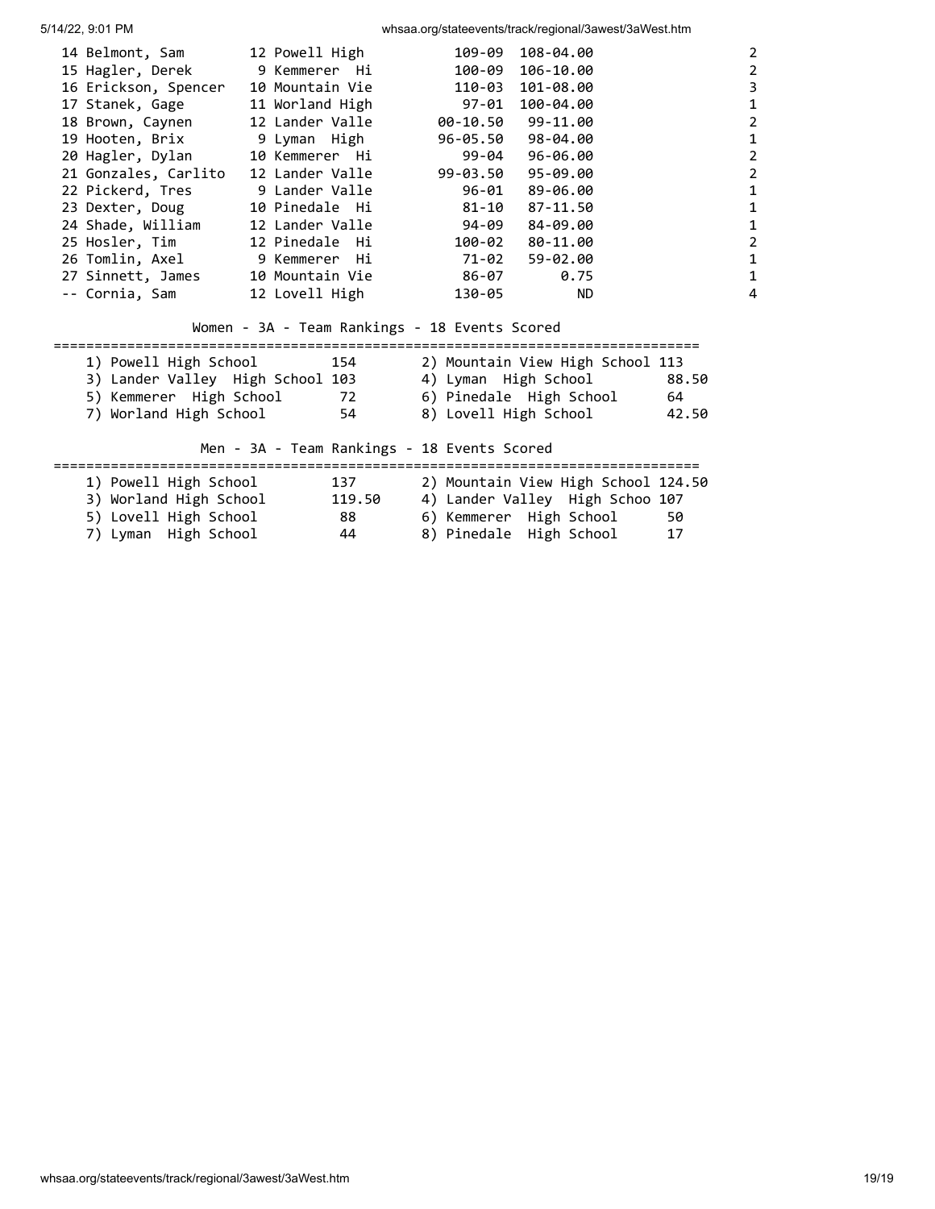| | | | | | | |
|---|---|---|---|---|---|---|
| 14 | Belmont, Sam | 12 | Powell High | 109-09 | 108-04.00 | 2 |
| 15 | Hagler, Derek | 9 | Kemmerer Hi | 100-09 | 106-10.00 | 2 |
| 16 | Erickson, Spencer | 10 | Mountain Vie | 110-03 | 101-08.00 | 3 |
| 17 | Stanek, Gage | 11 | Worland High | 97-01 | 100-04.00 | 1 |
| 18 | Brown, Caynen | 12 | Lander Valle | 00-10.50 | 99-11.00 | 2 |
| 19 | Hooten, Brix | 9 | Lyman High | 96-05.50 | 98-04.00 | 1 |
| 20 | Hagler, Dylan | 10 | Kemmerer Hi | 99-04 | 96-06.00 | 2 |
| 21 | Gonzales, Carlito | 12 | Lander Valle | 99-03.50 | 95-09.00 | 2 |
| 22 | Pickerd, Tres | 9 | Lander Valle | 96-01 | 89-06.00 | 1 |
| 23 | Dexter, Doug | 10 | Pinedale Hi | 81-10 | 87-11.50 | 1 |
| 24 | Shade, William | 12 | Lander Valle | 94-09 | 84-09.00 | 1 |
| 25 | Hosler, Tim | 12 | Pinedale Hi | 100-02 | 80-11.00 | 2 |
| 26 | Tomlin, Axel | 9 | Kemmerer Hi | 71-02 | 59-02.00 | 1 |
| 27 | Sinnett, James | 10 | Mountain Vie | 86-07 | 0.75 | 1 |
| -- | Cornia, Sam | 12 | Lovell High | 130-05 | ND | 4 |

## Women - 3A - Team Rankings - 18 Events Scored

| | | | |
|---|---|---|---|
| 1) Powell High School | 154 | 2) Mountain View High School | 113 |
| 3) Lander Valley High School | 103 | 4) Lyman High School | 88.50 |
| 5) Kemmerer High School | 72 | 6) Pinedale High School | 64 |
| 7) Worland High School | 54 | 8) Lovell High School | 42.50 |

## Men - 3A - Team Rankings - 18 Events Scored

| | | | |
|---|---|---|---|
| 1) Powell High School | 137 | 2) Mountain View High School | 124.50 |
| 3) Worland High School | 119.50 | 4) Lander Valley High Schoo | 107 |
| 5) Lovell High School | 88 | 6) Kemmerer High School | 50 |
| 7) Lyman High School | 44 | 8) Pinedale High School | 17 |